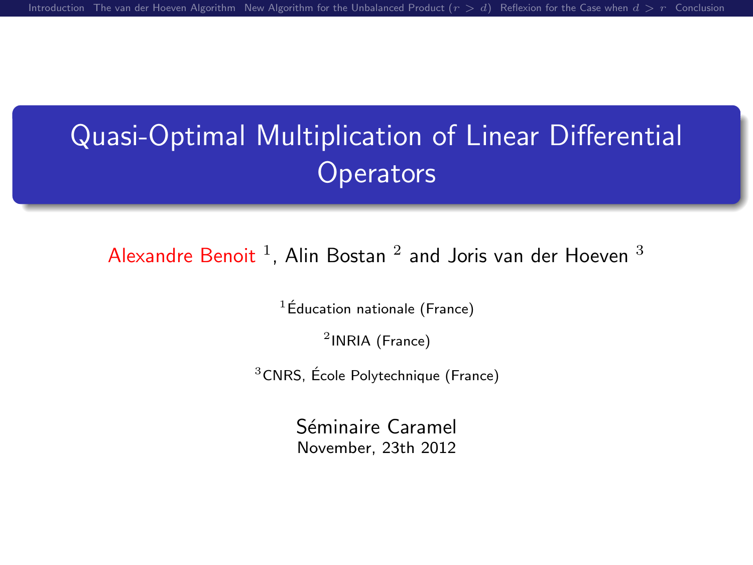# Quasi-Optimal Multiplication of Linear Differential Operators

Alexandre Benoit [1], Alin Bostan [2] and Joris van der Hoeven [3]

[1]Éducation nationale (France)

[2]INRIA (France)

[3]CNRS, École Polytechnique (France)

Séminaire Caramel
November, 23th 2012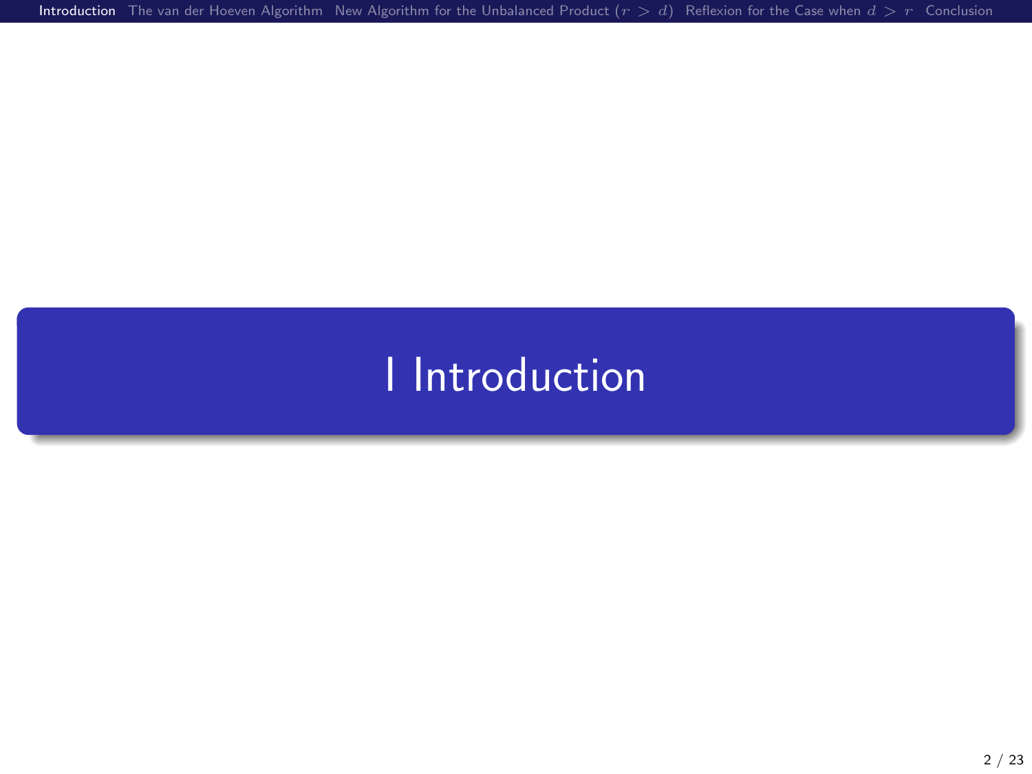# I Introduction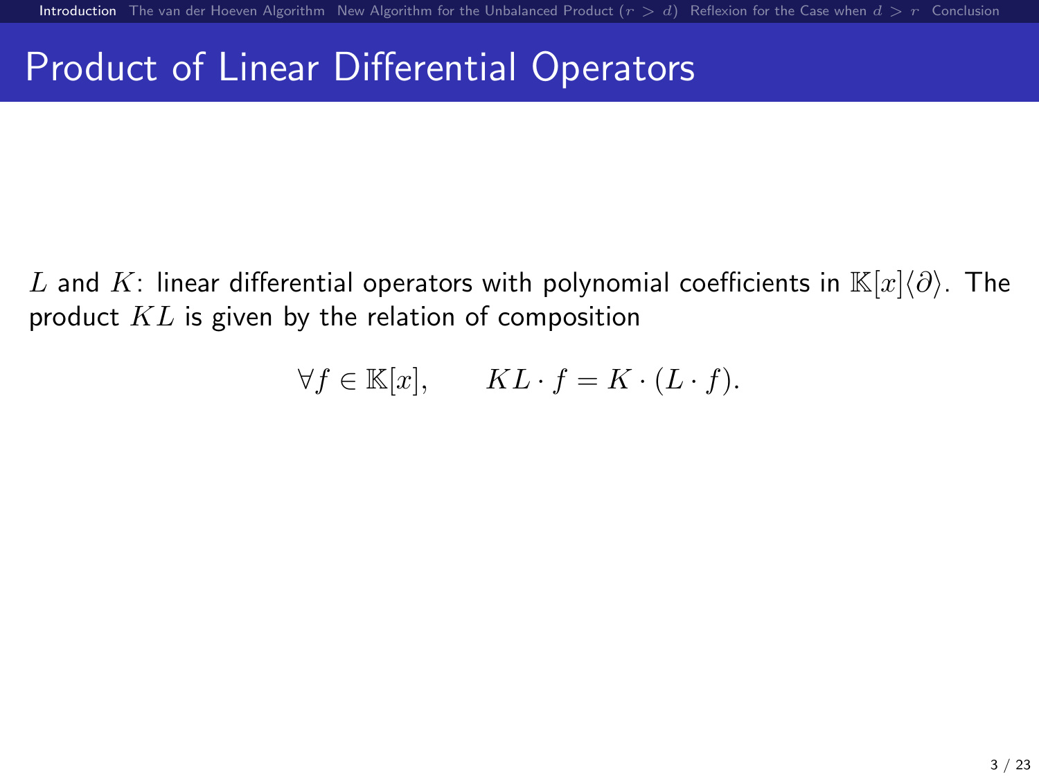# Product of Linear Differential Operators

$L$ and $K$: linear differential operators with polynomial coefficients in $\mathbb{K}[x]\langle\partial\rangle$. The product $KL$ is given by the relation of composition

$$\forall f \in \mathbb{K}[x], \qquad KL \cdot f = K \cdot (L \cdot f).$$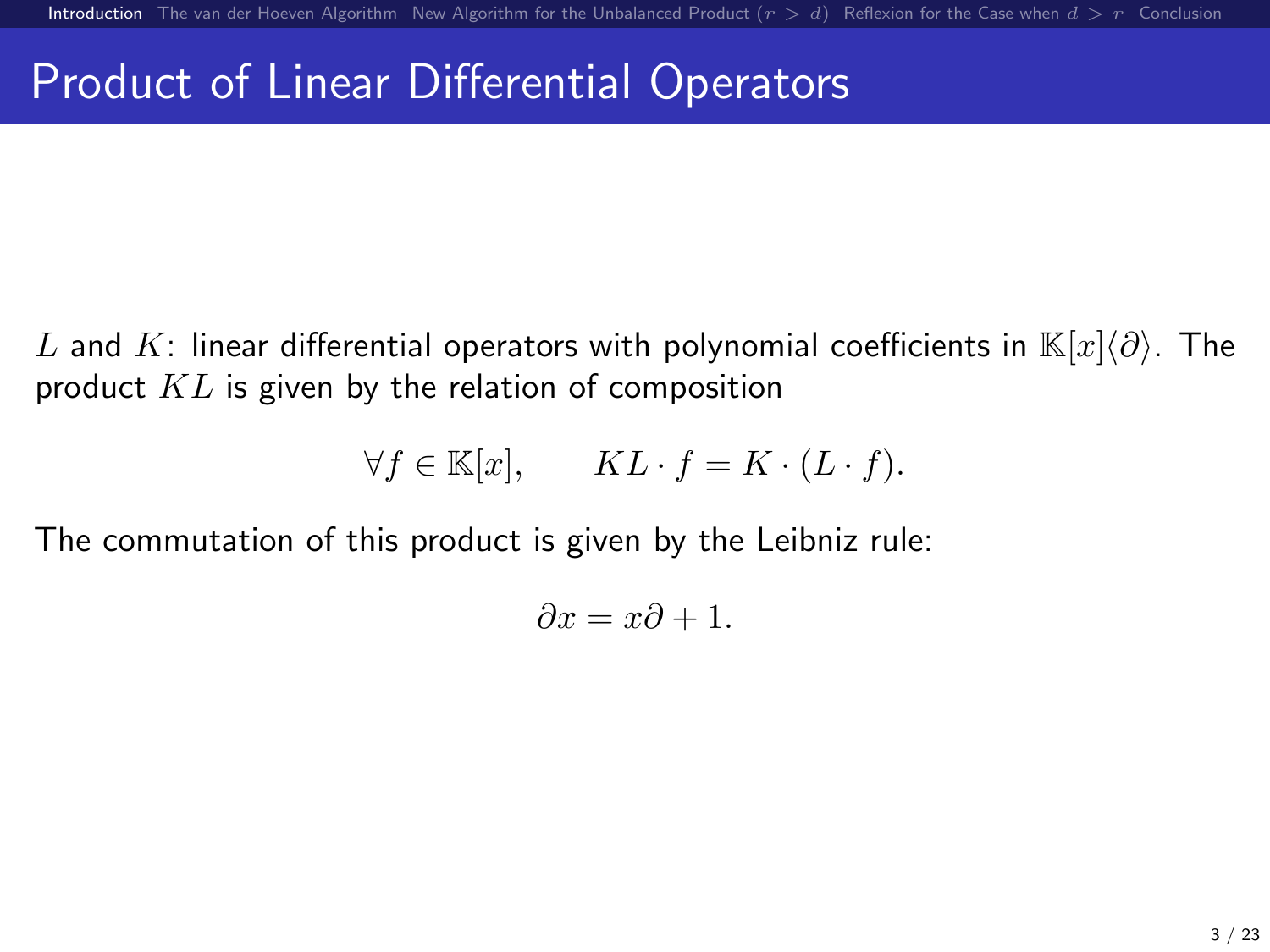# Product of Linear Differential Operators

$L$ and $K$: linear differential operators with polynomial coefficients in $\mathbb{K}[x]\langle\partial\rangle$. The product $KL$ is given by the relation of composition

$$\forall f \in \mathbb{K}[x], \qquad KL \cdot f = K \cdot (L \cdot f).$$

The commutation of this product is given by the Leibniz rule:

$$\partial x = x\partial + 1.$$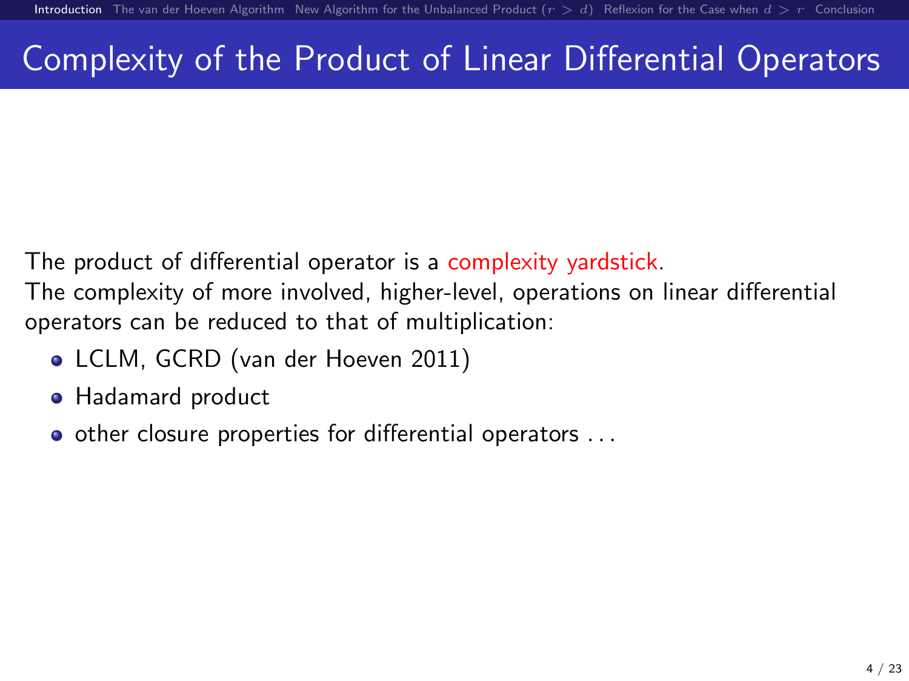# Complexity of the Product of Linear Differential Operators

The product of differential operator is a complexity yardstick.
The complexity of more involved, higher-level, operations on linear differential operators can be reduced to that of multiplication:

- LCLM, GCRD (van der Hoeven 2011)
- Hadamard product
- other closure properties for differential operators ...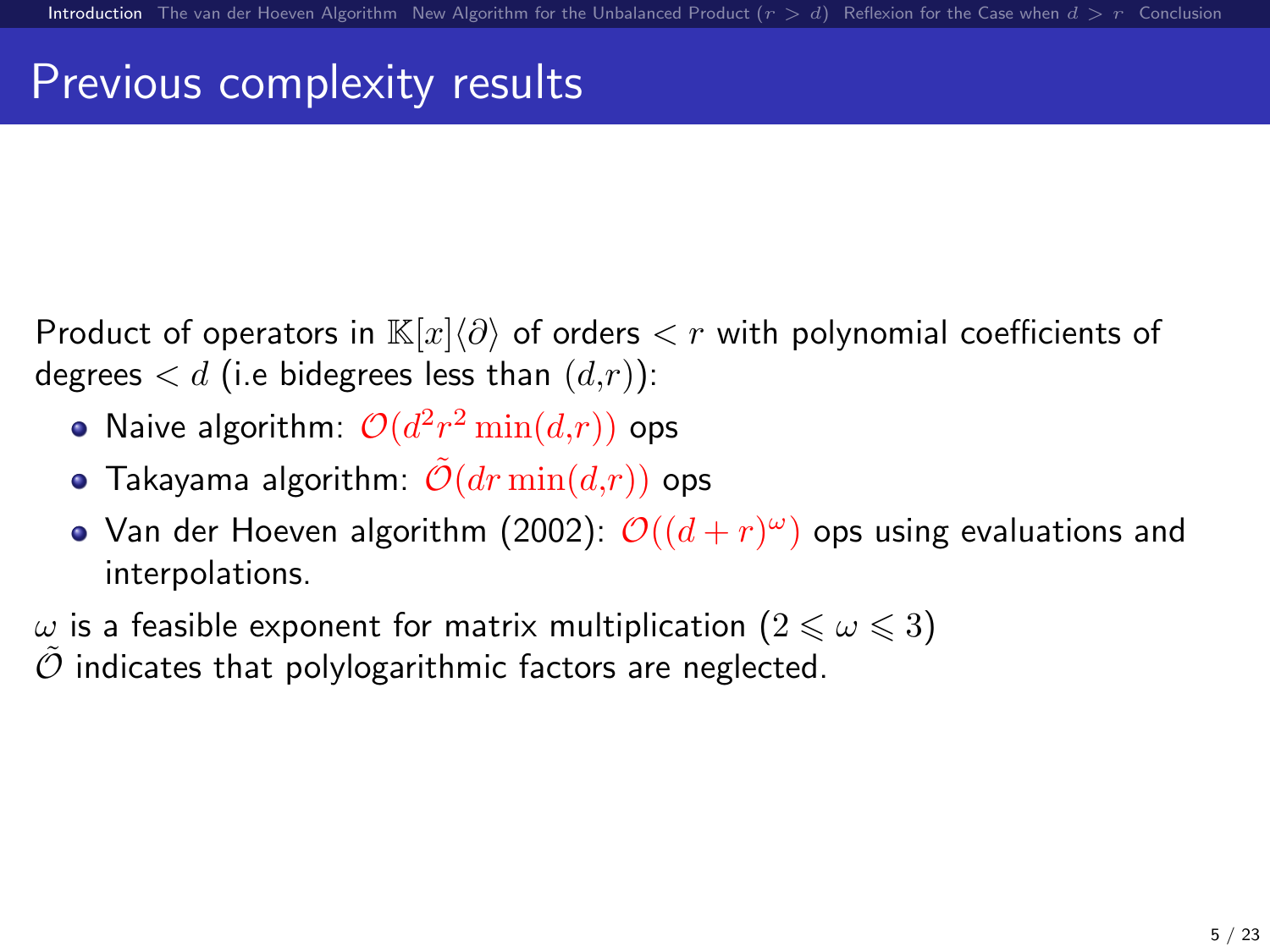# Previous complexity results

Product of operators in $\mathbb{K}[x]\langle\partial\rangle$ of orders $< r$ with polynomial coefficients of degrees $< d$ (i.e bidegrees less than $(d,r)$):

- Naive algorithm: $\mathcal{O}(d^2 r^2 \min(d,r))$ ops
- Takayama algorithm: $\tilde{\mathcal{O}}(dr \min(d,r))$ ops
- Van der Hoeven algorithm (2002): $\mathcal{O}((d+r)^\omega)$ ops using evaluations and interpolations.

$\omega$ is a feasible exponent for matrix multiplication $(2 \leqslant \omega \leqslant 3)$
$\tilde{\mathcal{O}}$ indicates that polylogarithmic factors are neglected.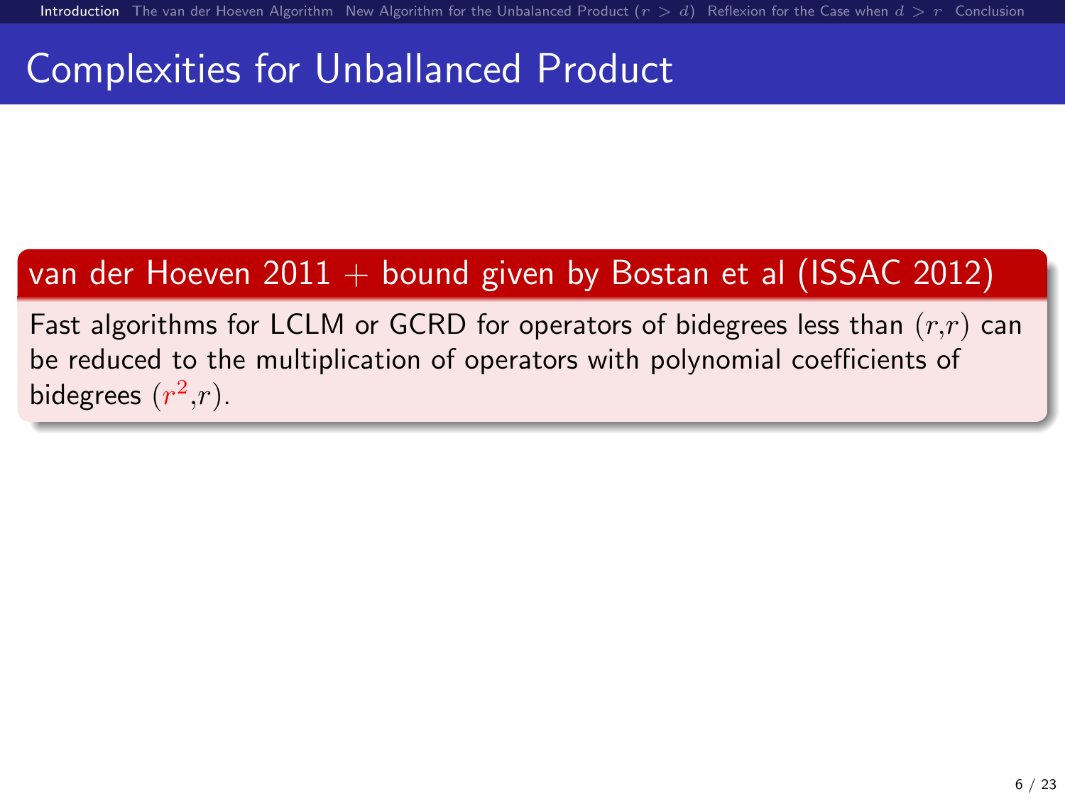# Complexities for Unballanced Product

**van der Hoeven 2011 + bound given by Bostan et al (ISSAC 2012)**

Fast algorithms for LCLM or GCRD for operators of bidegrees less than $(r,r)$ can be reduced to the multiplication of operators with polynomial coefficients of bidegrees $(r^2,r)$.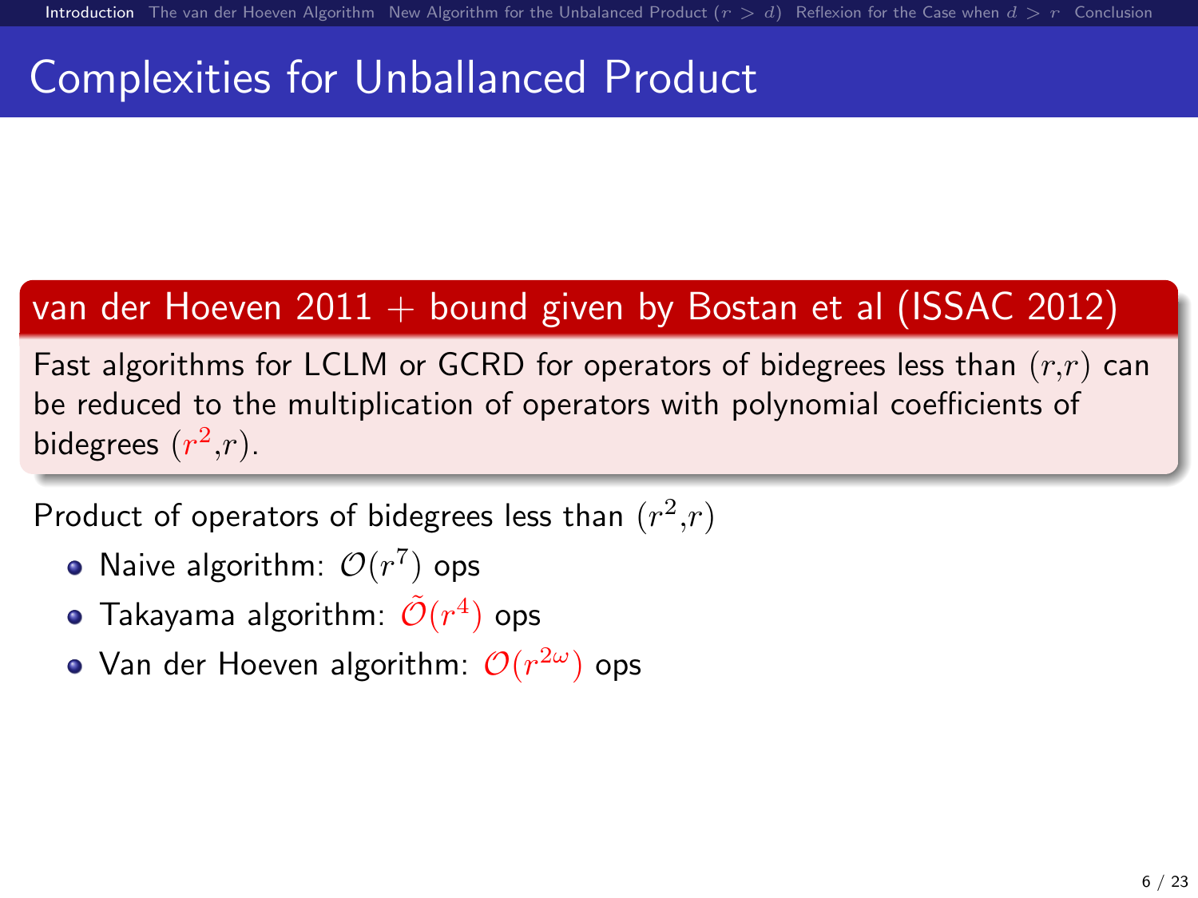# Complexities for Unballanced Product

**van der Hoeven 2011 + bound given by Bostan et al (ISSAC 2012)**

Fast algorithms for LCLM or GCRD for operators of bidegrees less than $(r,r)$ can be reduced to the multiplication of operators with polynomial coefficients of bidegrees $(r^2,r)$.

Product of operators of bidegrees less than $(r^2,r)$

- Naive algorithm: $\mathcal{O}(r^7)$ ops
- Takayama algorithm: $\tilde{\mathcal{O}}(r^4)$ ops
- Van der Hoeven algorithm: $\mathcal{O}(r^{2\omega})$ ops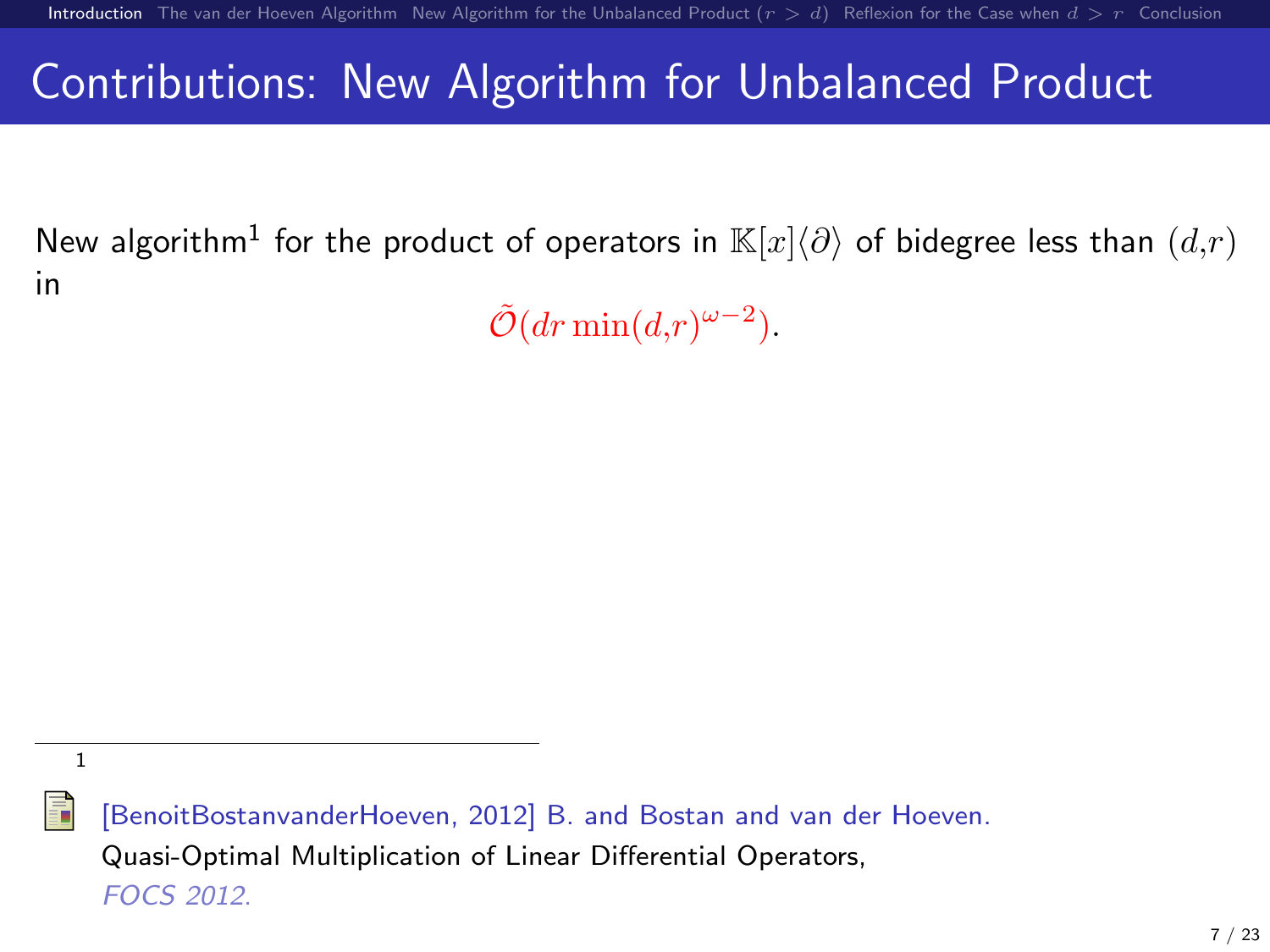# Contributions: New Algorithm for Unbalanced Product

New algorithm[1] for the product of operators in $\mathbb{K}[x]\langle\partial\rangle$ of bidegree less than $(d,r)$ in

$$\tilde{\mathcal{O}}(dr\min(d,r)^{\omega-2}).$$

---

[1] [BenoitBostanvanderHoeven, 2012] B. and Bostan and van der Hoeven. Quasi-Optimal Multiplication of Linear Differential Operators, *FOCS 2012*.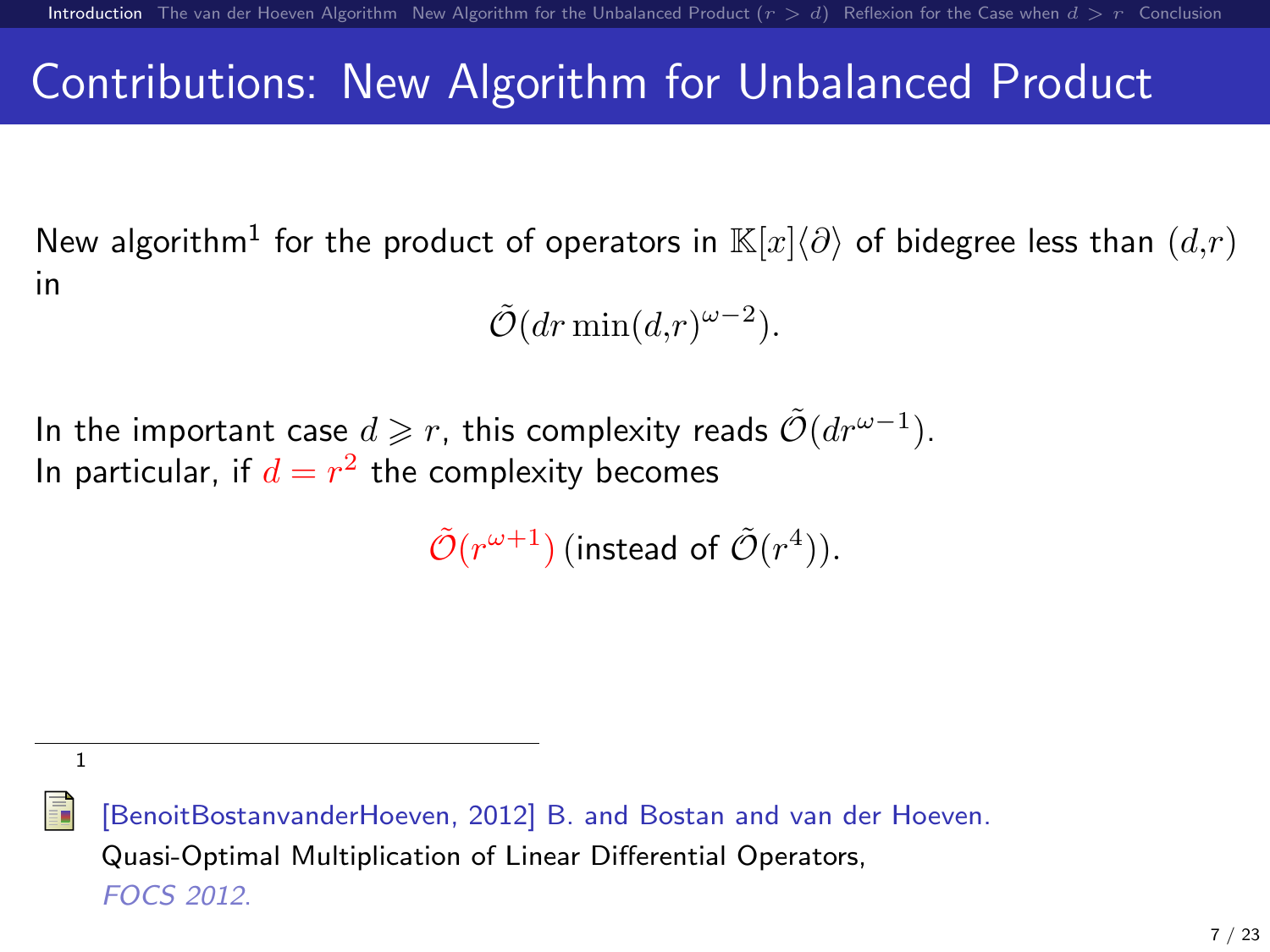# Contributions: New Algorithm for Unbalanced Product

New algorithm[1] for the product of operators in $\mathbb{K}[x]\langle\partial\rangle$ of bidegree less than $(d,r)$ in

$$\tilde{\mathcal{O}}(dr\min(d,r)^{\omega-2}).$$

In the important case $d \geqslant r$, this complexity reads $\tilde{\mathcal{O}}(dr^{\omega-1})$.
In particular, if $d = r^2$ the complexity becomes

$$\tilde{\mathcal{O}}(r^{\omega+1}) \text{ (instead of } \tilde{\mathcal{O}}(r^4)).$$

---

[1] [BenoitBostanvanderHoeven, 2012] B. and Bostan and van der Hoeven. Quasi-Optimal Multiplication of Linear Differential Operators, *FOCS 2012*.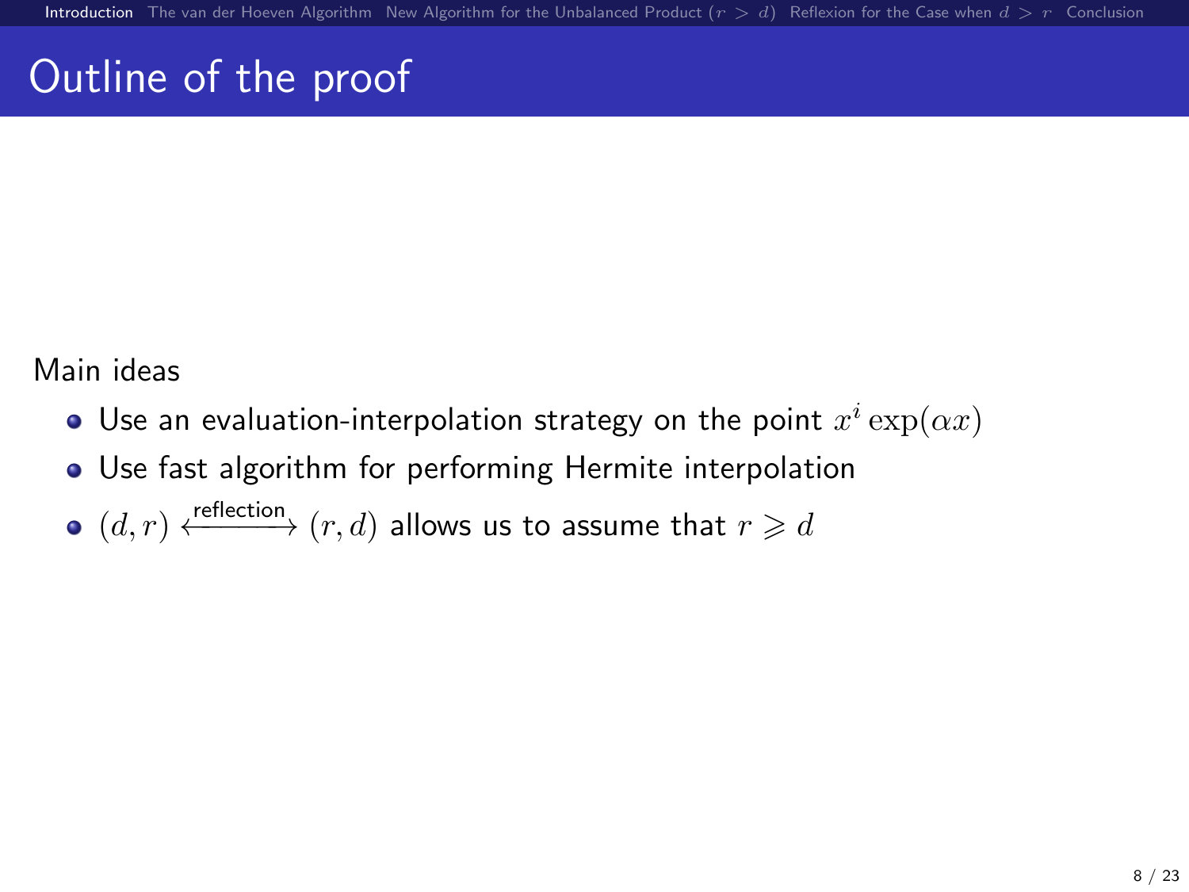# Outline of the proof

Main ideas

- Use an evaluation-interpolation strategy on the point $x^i \exp(\alpha x)$
- Use fast algorithm for performing Hermite interpolation
- $(d, r) \xleftrightarrow{\text{reflection}} (r, d)$ allows us to assume that $r \geqslant d$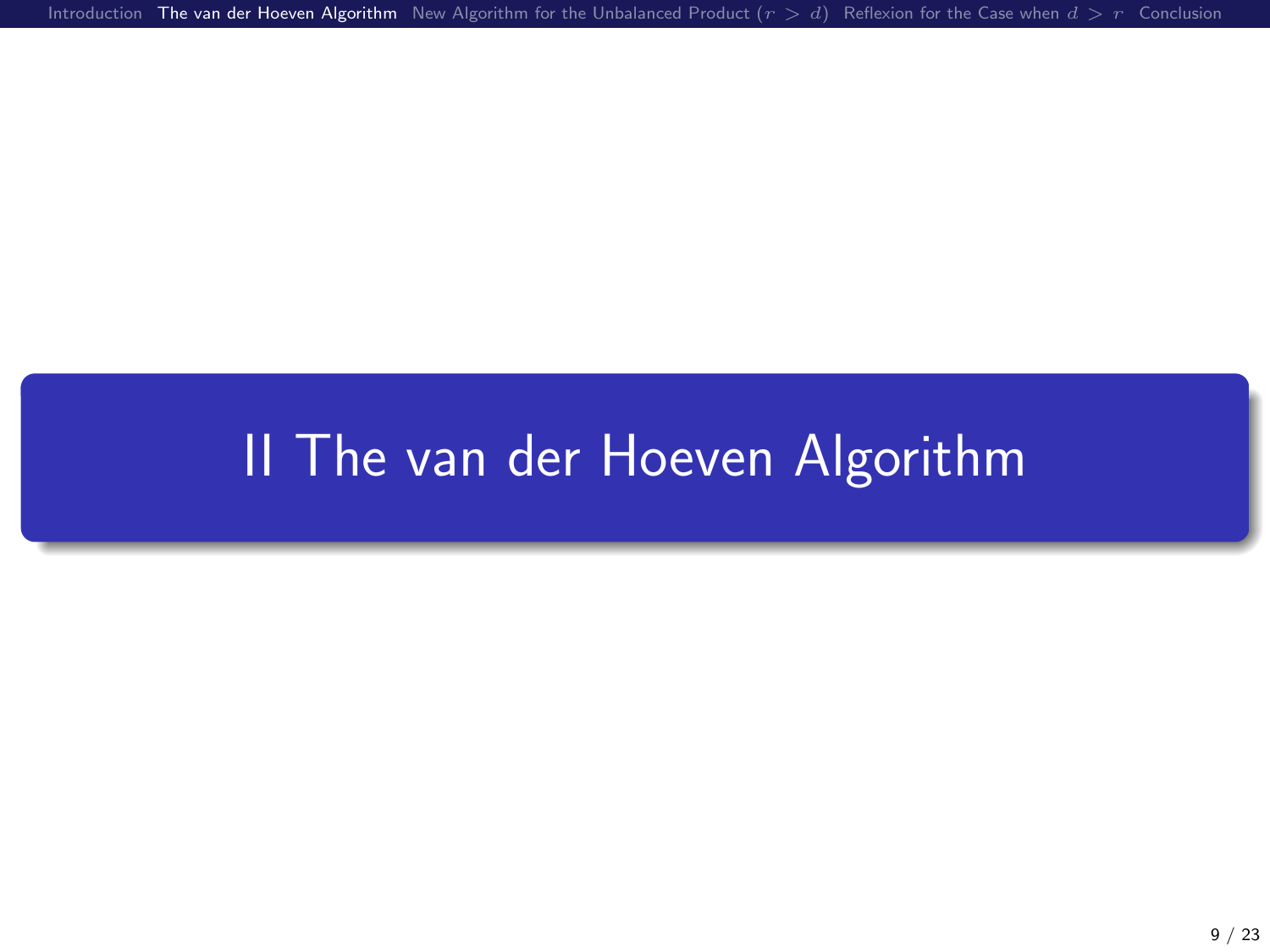# II The van der Hoeven Algorithm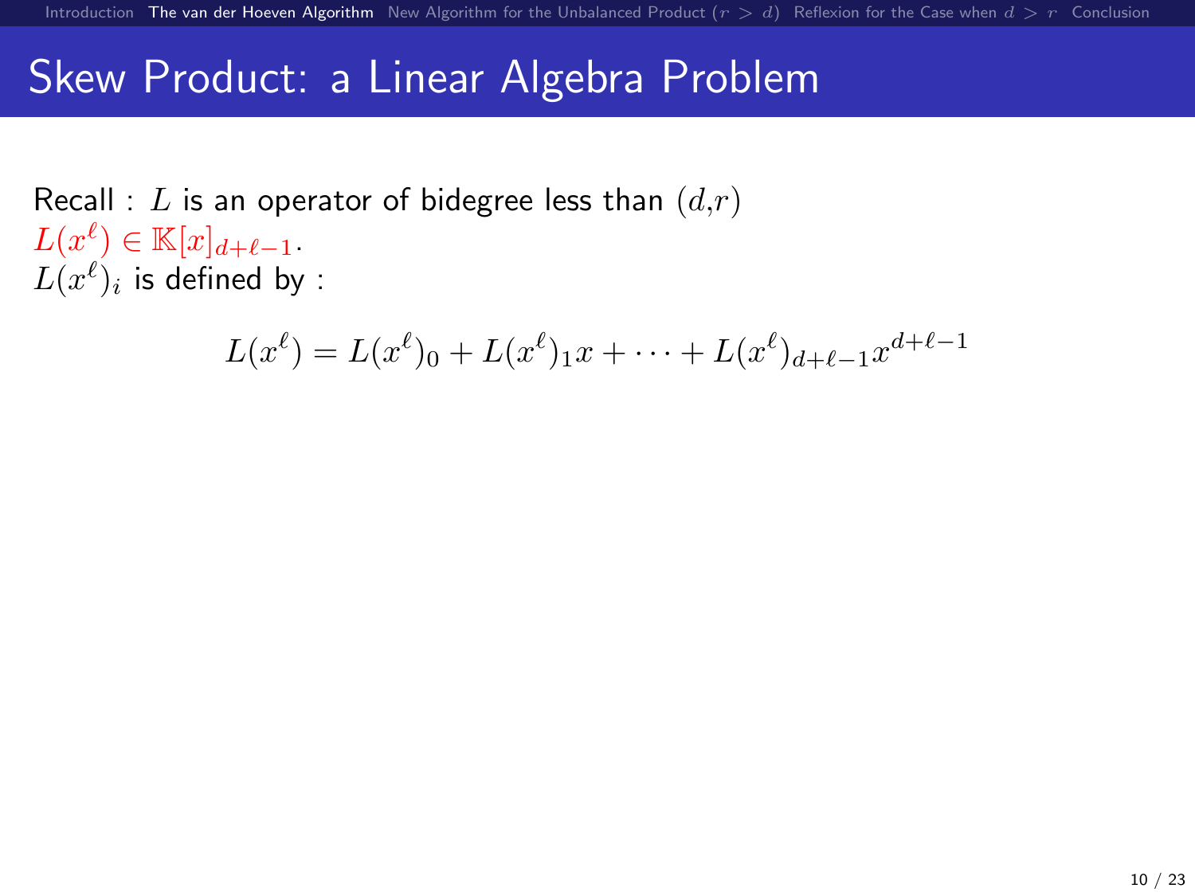# Skew Product: a Linear Algebra Problem

Recall : $L$ is an operator of bidegree less than $(d,r)$
$L(x^\ell) \in \mathbb{K}[x]_{d+\ell-1}$.
$L(x^\ell)_i$ is defined by :

$$L(x^\ell) = L(x^\ell)_0 + L(x^\ell)_1 x + \cdots + L(x^\ell)_{d+\ell-1} x^{d+\ell-1}$$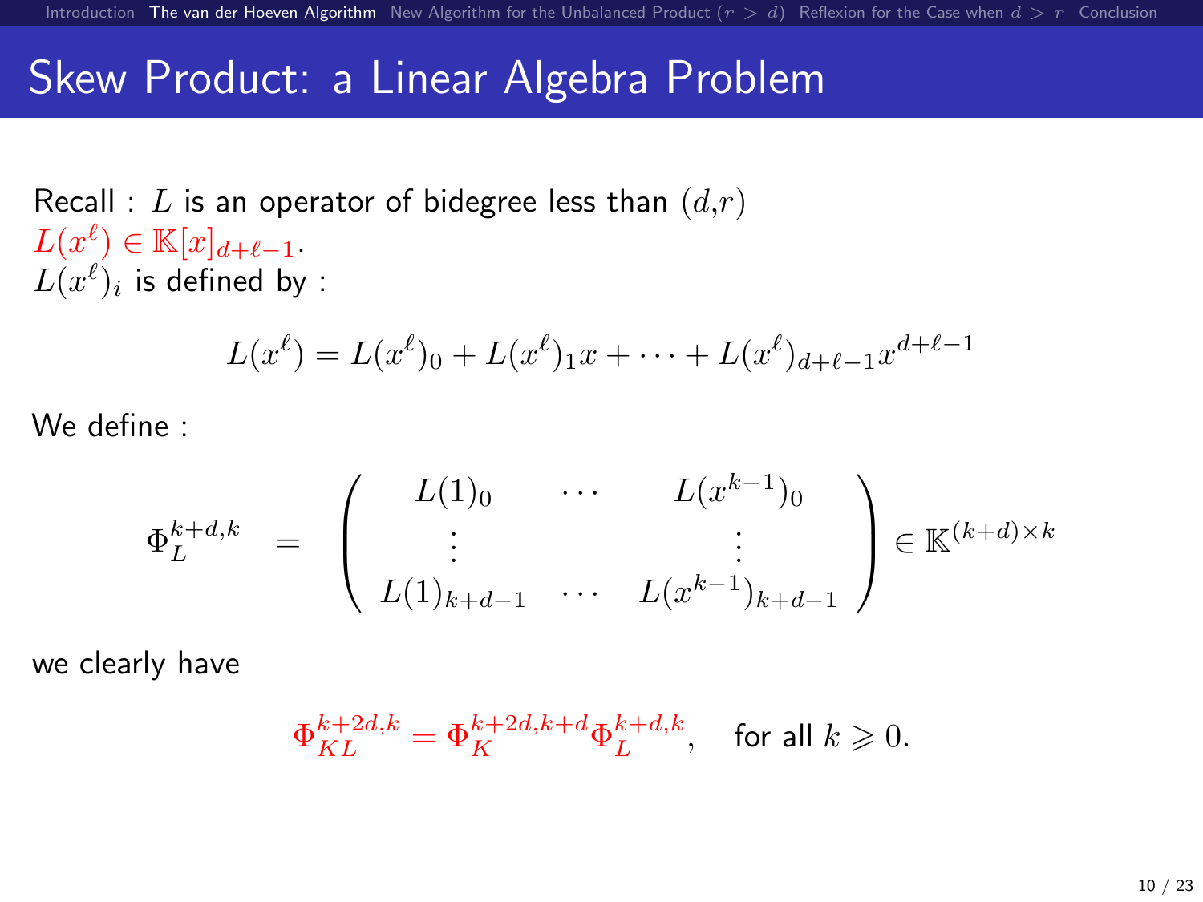# Skew Product: a Linear Algebra Problem

Recall : $L$ is an operator of bidegree less than $(d,r)$
$L(x^\ell) \in \mathbb{K}[x]_{d+\ell-1}$.
$L(x^\ell)_i$ is defined by :

$$L(x^\ell) = L(x^\ell)_0 + L(x^\ell)_1 x + \cdots + L(x^\ell)_{d+\ell-1} x^{d+\ell-1}$$

We define :

$$\Phi_L^{k+d,k} = \begin{pmatrix} L(1)_0 & \cdots & L(x^{k-1})_0 \\ \vdots & & \vdots \\ L(1)_{k+d-1} & \cdots & L(x^{k-1})_{k+d-1} \end{pmatrix} \in \mathbb{K}^{(k+d)\times k}$$

we clearly have

$$\Phi_{KL}^{k+2d,k} = \Phi_K^{k+2d,k+d} \Phi_L^{k+d,k}, \quad \text{for all } k \geqslant 0.$$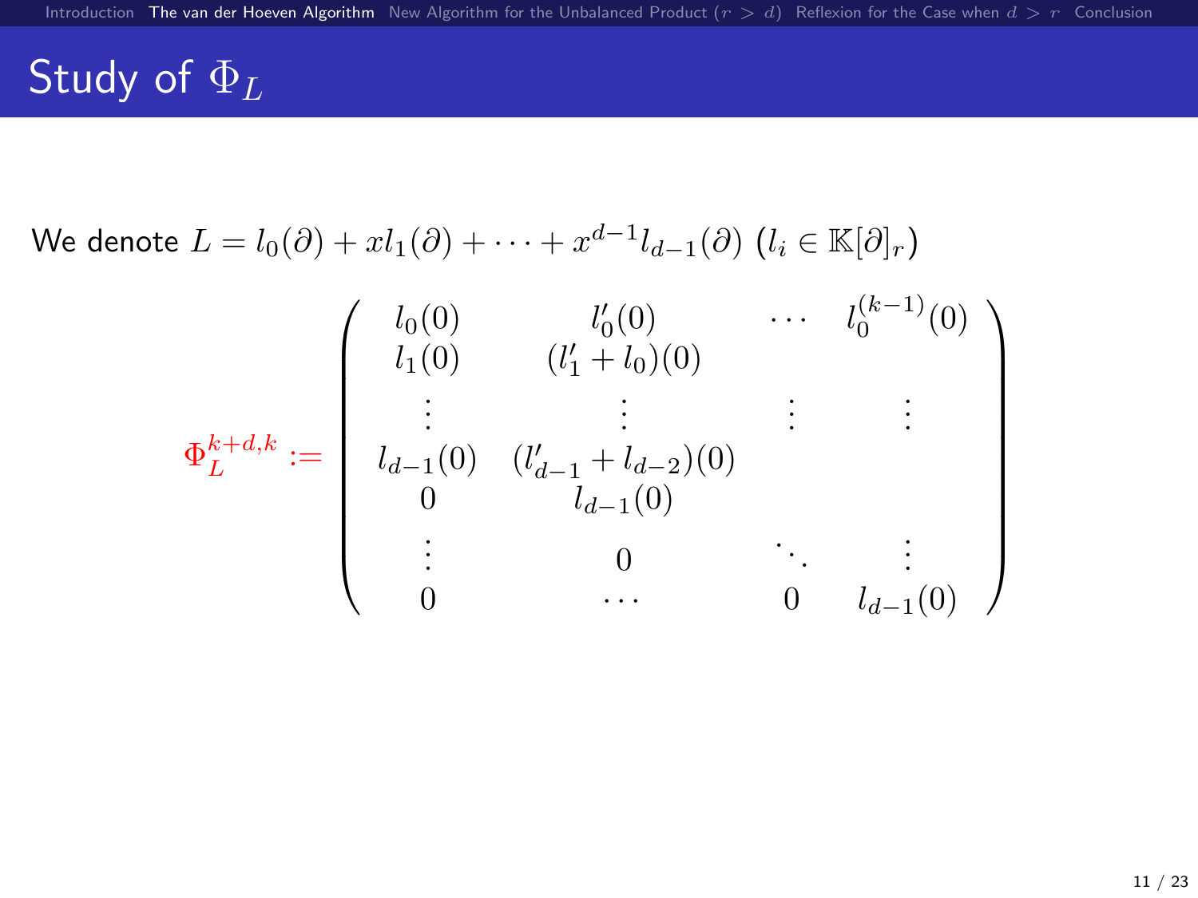# Study of $\Phi_L$

We denote $L = l_0(\partial) + x l_1(\partial) + \cdots + x^{d-1} l_{d-1}(\partial)$ ($l_i \in \mathbb{K}[\partial]_r$)

$$
\Phi_L^{k+d,k} := \begin{pmatrix}
l_0(0) & l_0'(0) & \cdots & l_0^{(k-1)}(0) \\
l_1(0) & (l_1' + l_0)(0) & & \\
\vdots & \vdots & \vdots & \vdots \\
l_{d-1}(0) & (l_{d-1}' + l_{d-2})(0) & & \\
0 & l_{d-1}(0) & & \\
\vdots & 0 & \ddots & \vdots \\
0 & \cdots & 0 & l_{d-1}(0)
\end{pmatrix}
$$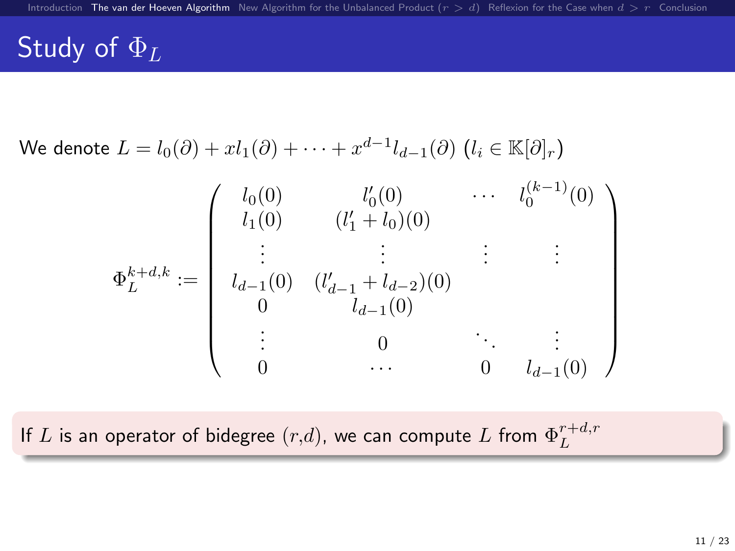# Study of $\Phi_L$

We denote $L = l_0(\partial) + x l_1(\partial) + \cdots + x^{d-1} l_{d-1}(\partial)$ ($l_i \in \mathbb{K}[\partial]_r$)

$$
\Phi_L^{k+d,k} := \begin{pmatrix}
l_0(0) & l_0'(0) & \cdots & l_0^{(k-1)}(0) \\
l_1(0) & (l_1' + l_0)(0) & & \\
\vdots & \vdots & \vdots & \vdots \\
l_{d-1}(0) & (l_{d-1}' + l_{d-2})(0) & & \\
0 & l_{d-1}(0) & & \\
\vdots & 0 & \ddots & \vdots \\
0 & \cdots & 0 & l_{d-1}(0)
\end{pmatrix}
$$

If $L$ is an operator of bidegree $(r,d)$, we can compute $L$ from $\Phi_L^{r+d,r}$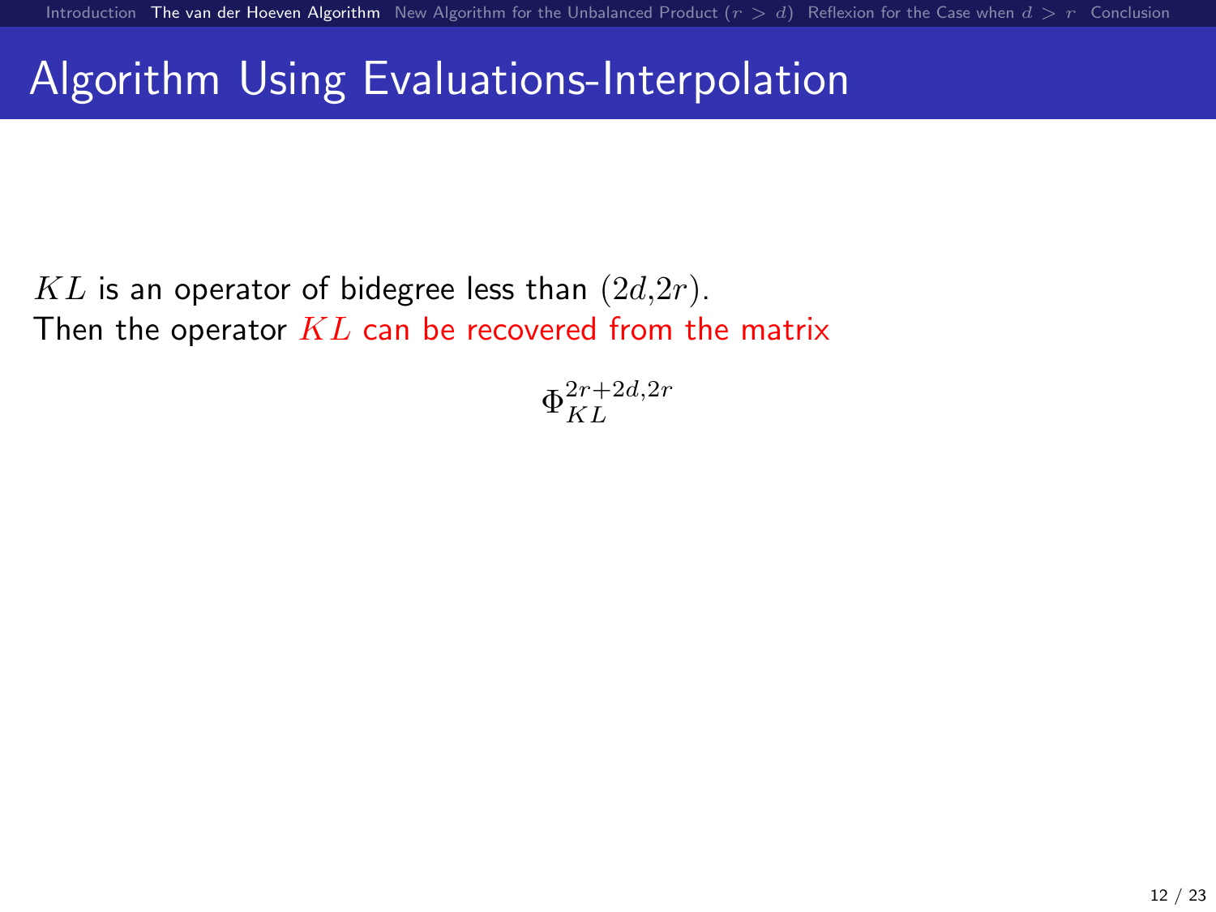# Algorithm Using Evaluations-Interpolation

$KL$ is an operator of bidegree less than $(2d,2r)$.
Then the operator $KL$ can be recovered from the matrix

$$\Phi_{KL}^{2r+2d,2r}$$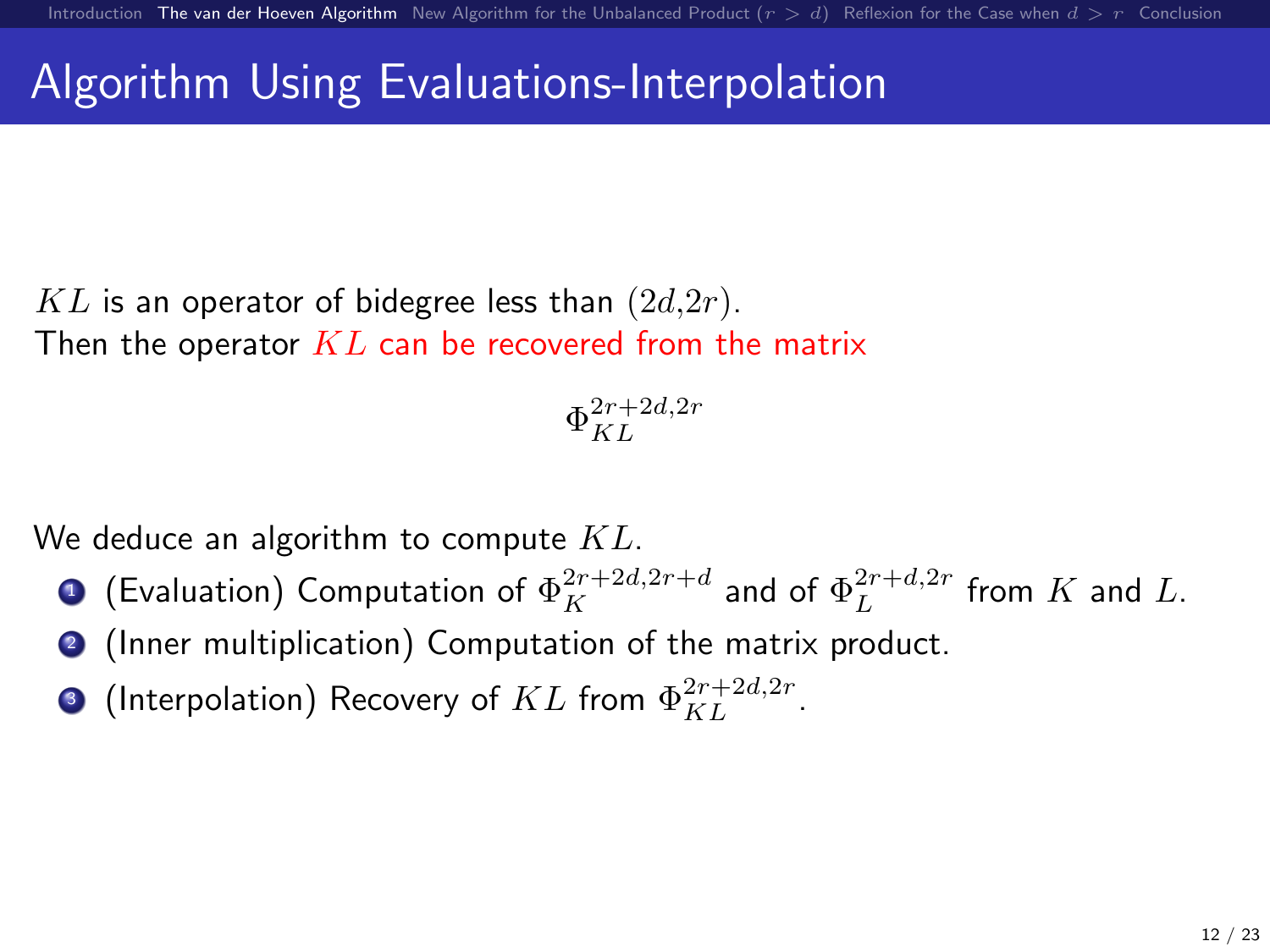# Algorithm Using Evaluations-Interpolation

$KL$ is an operator of bidegree less than $(2d, 2r)$.
Then the operator $KL$ can be recovered from the matrix

$$\Phi_{KL}^{2r+2d,2r}$$

We deduce an algorithm to compute $KL$.

1. (Evaluation) Computation of $\Phi_K^{2r+2d,2r+d}$ and of $\Phi_L^{2r+d,2r}$ from $K$ and $L$.
2. (Inner multiplication) Computation of the matrix product.
3. (Interpolation) Recovery of $KL$ from $\Phi_{KL}^{2r+2d,2r}$.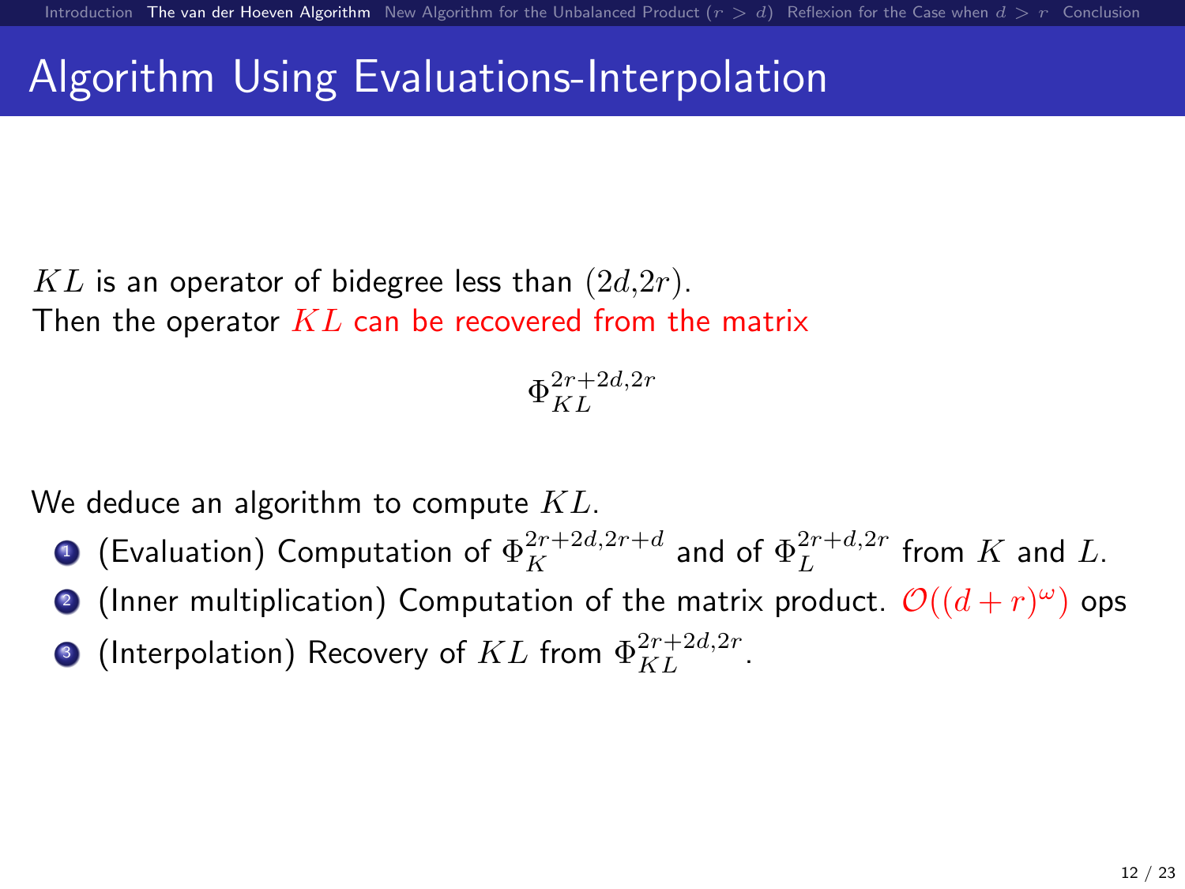# Algorithm Using Evaluations-Interpolation

$KL$ is an operator of bidegree less than $(2d,2r)$.
Then the operator $KL$ can be recovered from the matrix

$$\Phi_{KL}^{2r+2d,2r}$$

We deduce an algorithm to compute $KL$.

1. (Evaluation) Computation of $\Phi_K^{2r+2d,2r+d}$ and of $\Phi_L^{2r+d,2r}$ from $K$ and $L$.
2. (Inner multiplication) Computation of the matrix product. $\mathcal{O}((d+r)^\omega)$ ops
3. (Interpolation) Recovery of $KL$ from $\Phi_{KL}^{2r+2d,2r}$.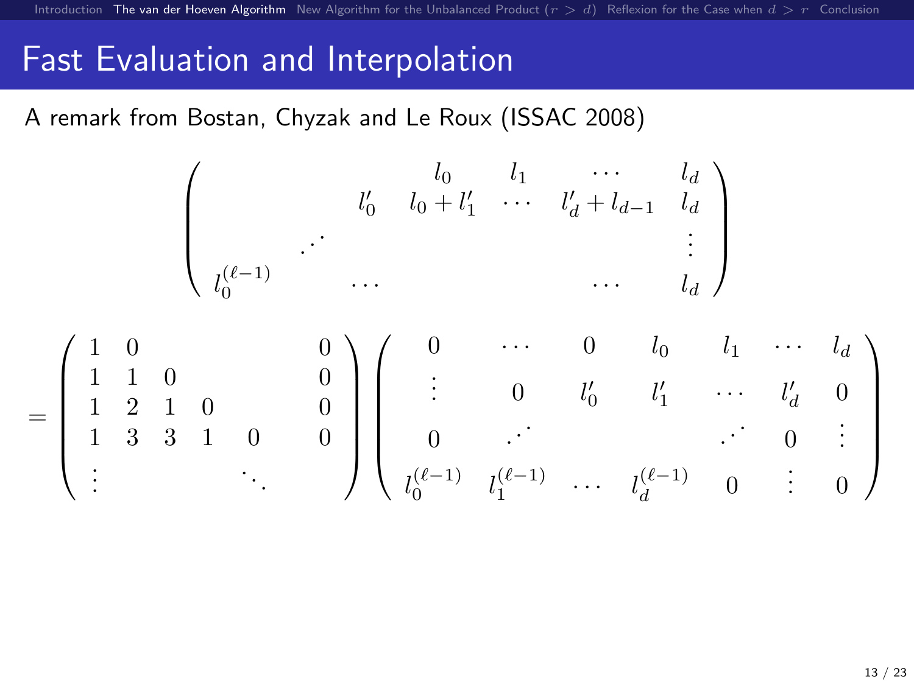# Fast Evaluation and Interpolation

A remark from Bostan, Chyzak and Le Roux (ISSAC 2008)

$$
\begin{pmatrix}
 & & & l_0 & l_1 & \cdots & l_d \\
 & & l_0' & l_0 + l_1' & \cdots & l_d' + l_{d-1} & l_d \\
 & \iddots & & & & & \vdots \\
l_0^{(\ell-1)} & & \cdots & & & \cdots & l_d
\end{pmatrix}
$$

$$
= \begin{pmatrix}
1 & 0 & & & & 0 \\
1 & 1 & 0 & & & 0 \\
1 & 2 & 1 & 0 & & 0 \\
1 & 3 & 3 & 1 & 0 & 0 \\
\vdots & & & & \ddots &
\end{pmatrix}
\begin{pmatrix}
0 & \cdots & 0 & l_0 & l_1 & \cdots & l_d \\
\vdots & 0 & l_0' & l_1' & \cdots & l_d' & 0 \\
0 & \iddots & & & \iddots & 0 & \vdots \\
l_0^{(\ell-1)} & l_1^{(\ell-1)} & \cdots & l_d^{(\ell-1)} & 0 & \vdots & 0
\end{pmatrix}
$$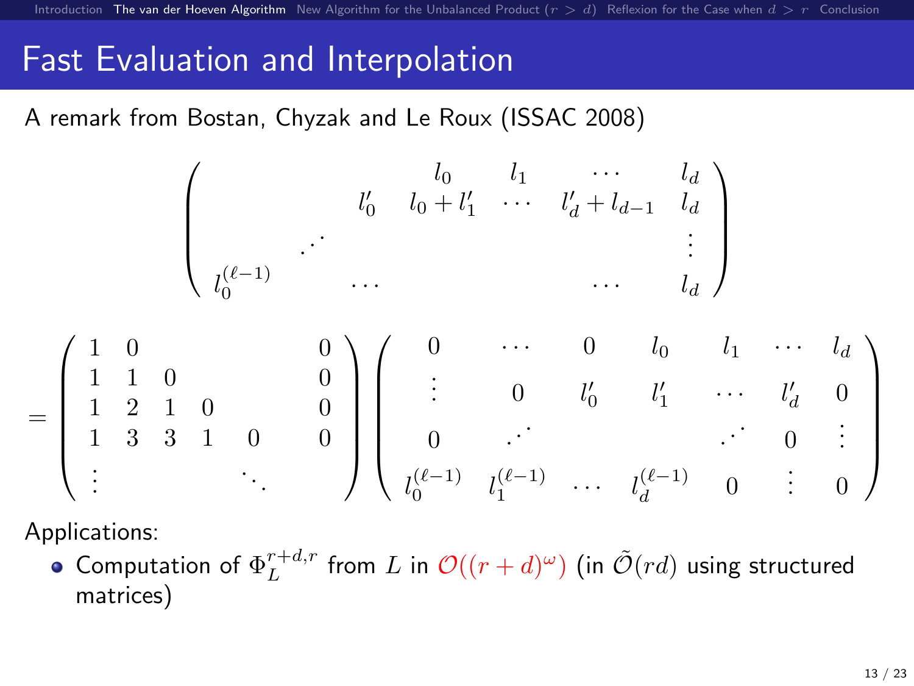# Fast Evaluation and Interpolation

A remark from Bostan, Chyzak and Le Roux (ISSAC 2008)

$$
\begin{pmatrix}
 & & & l_0 & l_1 & \cdots & l_d \\
 & & l_0' & l_0 + l_1' & \cdots & l_d' + l_{d-1} & l_d \\
 & \iddots & & & & & \vdots \\
l_0^{(\ell-1)} & & \cdots & & & \cdots & l_d
\end{pmatrix}
$$

$$
= \begin{pmatrix}
1 & 0 & & & & 0 \\
1 & 1 & 0 & & & 0 \\
1 & 2 & 1 & 0 & & 0 \\
1 & 3 & 3 & 1 & 0 & 0 \\
\vdots & & & & \ddots &
\end{pmatrix}
\begin{pmatrix}
0 & \cdots & 0 & l_0 & l_1 & \cdots & l_d \\
\vdots & 0 & l_0' & l_1' & \cdots & l_d' & 0 \\
0 & \iddots & & & \iddots & 0 & \vdots \\
l_0^{(\ell-1)} & l_1^{(\ell-1)} & \cdots & l_d^{(\ell-1)} & 0 & \vdots & 0
\end{pmatrix}
$$

Applications:

- Computation of $\Phi_L^{r+d,r}$ from $L$ in $\mathcal{O}((r+d)^\omega)$ (in $\tilde{\mathcal{O}}(rd)$ using structured matrices)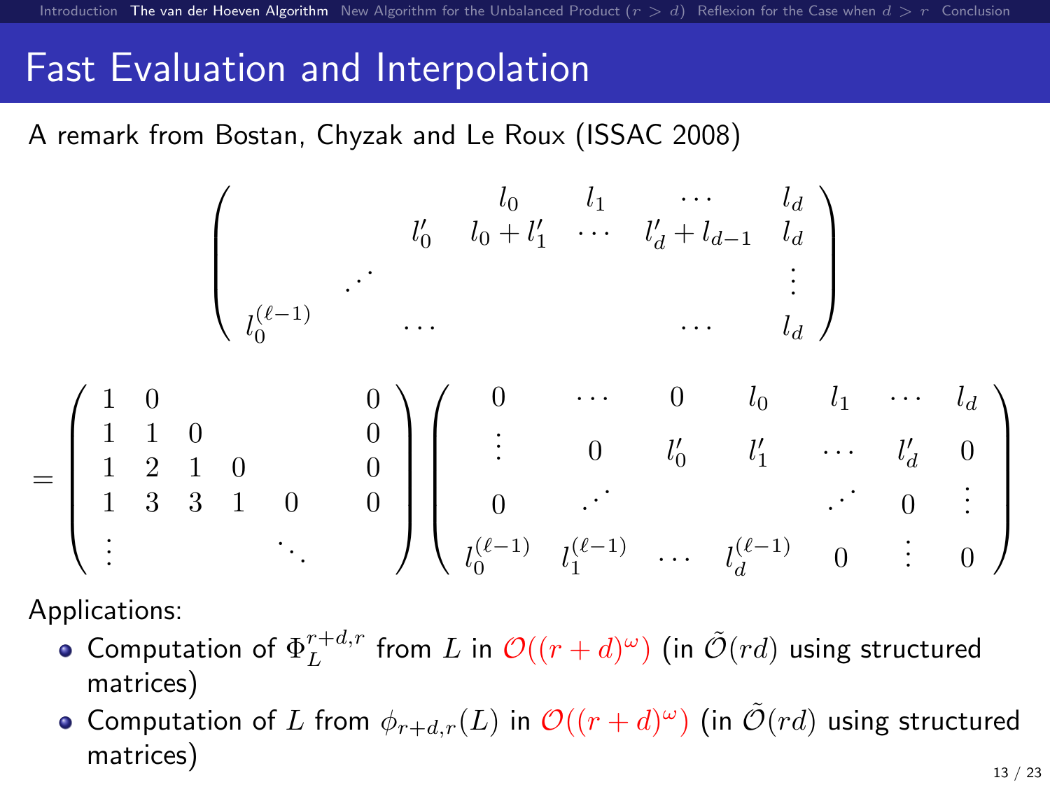# Fast Evaluation and Interpolation

A remark from Bostan, Chyzak and Le Roux (ISSAC 2008)

$$
\begin{pmatrix}
 & & & l_0 & l_1 & \cdots & l_d \\
 & & l_0' & l_0 + l_1' & \cdots & l_d' + l_{d-1} & l_d \\
 & \iddots & & & & & \vdots \\
l_0^{(\ell-1)} & & \cdots & & & \cdots & l_d
\end{pmatrix}
$$

$$
= \begin{pmatrix}
1 & 0 & & & & 0 \\
1 & 1 & 0 & & & 0 \\
1 & 2 & 1 & 0 & & 0 \\
1 & 3 & 3 & 1 & 0 & 0 \\
\vdots & & & & \ddots &
\end{pmatrix}
\begin{pmatrix}
0 & \cdots & 0 & l_0 & l_1 & \cdots & l_d \\
\vdots & 0 & l_0' & l_1' & \cdots & l_d' & 0 \\
0 & \iddots & & & \iddots & 0 & \vdots \\
l_0^{(\ell-1)} & l_1^{(\ell-1)} & \cdots & l_d^{(\ell-1)} & 0 & \vdots & 0
\end{pmatrix}
$$

Applications:

- Computation of $\Phi_L^{r+d,r}$ from $L$ in $\mathcal{O}((r+d)^\omega)$ (in $\tilde{\mathcal{O}}(rd)$ using structured matrices)
- Computation of $L$ from $\phi_{r+d,r}(L)$ in $\mathcal{O}((r+d)^\omega)$ (in $\tilde{\mathcal{O}}(rd)$ using structured matrices)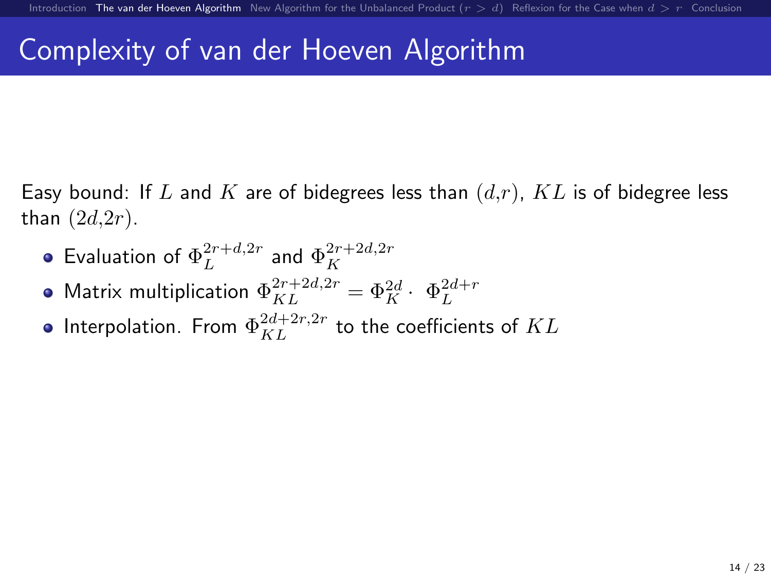# Complexity of van der Hoeven Algorithm

Easy bound: If $L$ and $K$ are of bidegrees less than $(d,r)$, $KL$ is of bidegree less than $(2d,2r)$.

- Evaluation of $\Phi_L^{2r+d,2r}$ and $\Phi_K^{2r+2d,2r}$
- Matrix multiplication $\Phi_{KL}^{2r+2d,2r} = \Phi_K^{2d} \cdot \; \Phi_L^{2d+r}$
- Interpolation. From $\Phi_{KL}^{2d+2r,2r}$ to the coefficients of $KL$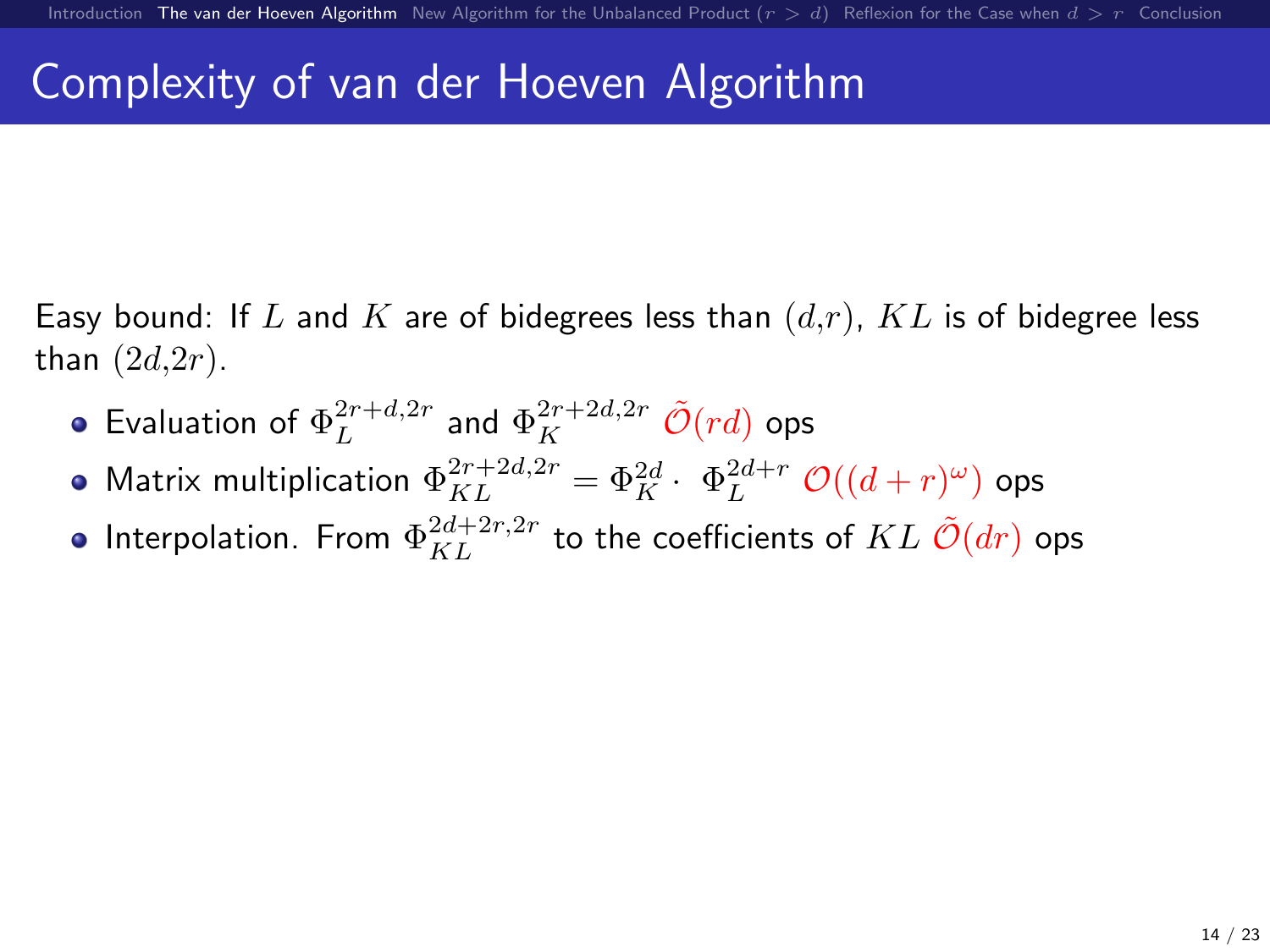# Complexity of van der Hoeven Algorithm

Easy bound: If $L$ and $K$ are of bidegrees less than $(d,r)$, $KL$ is of bidegree less than $(2d,2r)$.

- Evaluation of $\Phi_L^{2r+d,2r}$ and $\Phi_K^{2r+2d,2r}$ $\tilde{\mathcal{O}}(rd)$ ops
- Matrix multiplication $\Phi_{KL}^{2r+2d,2r} = \Phi_K^{2d} \cdot \; \Phi_L^{2d+r}$ $\mathcal{O}((d+r)^\omega)$ ops
- Interpolation. From $\Phi_{KL}^{2d+2r,2r}$ to the coefficients of $KL$ $\tilde{\mathcal{O}}(dr)$ ops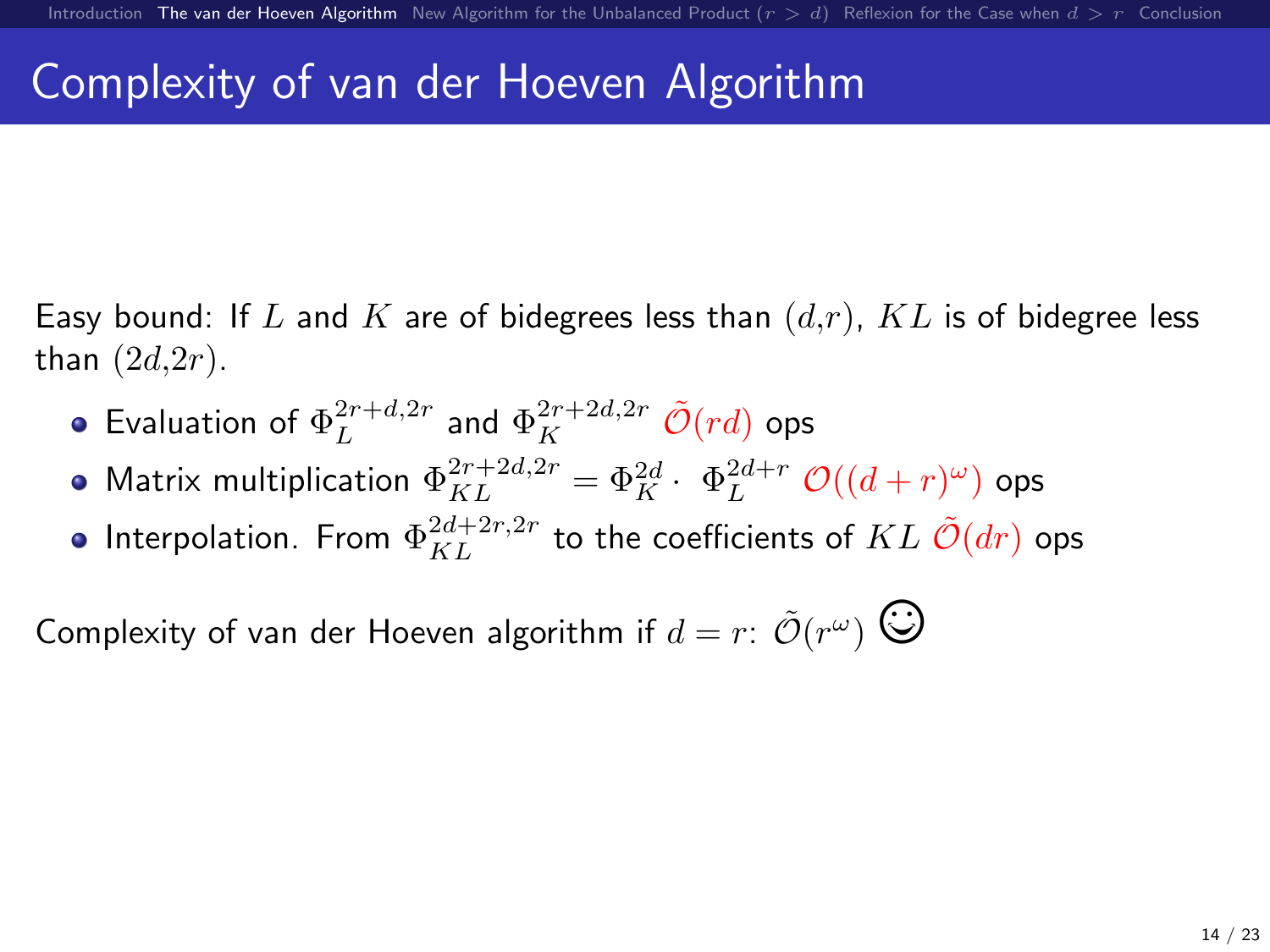# Complexity of van der Hoeven Algorithm

Easy bound: If $L$ and $K$ are of bidegrees less than $(d,r)$, $KL$ is of bidegree less than $(2d,2r)$.

- Evaluation of $\Phi_L^{2r+d,2r}$ and $\Phi_K^{2r+2d,2r}$ $\tilde{\mathcal{O}}(rd)$ ops
- Matrix multiplication $\Phi_{KL}^{2r+2d,2r} = \Phi_K^{2d} \cdot \ \Phi_L^{2d+r}$ $\mathcal{O}((d+r)^\omega)$ ops
- Interpolation. From $\Phi_{KL}^{2d+2r,2r}$ to the coefficients of $KL$ $\tilde{\mathcal{O}}(dr)$ ops

Complexity of van der Hoeven algorithm if $d = r$: $\tilde{\mathcal{O}}(r^\omega)$ ☺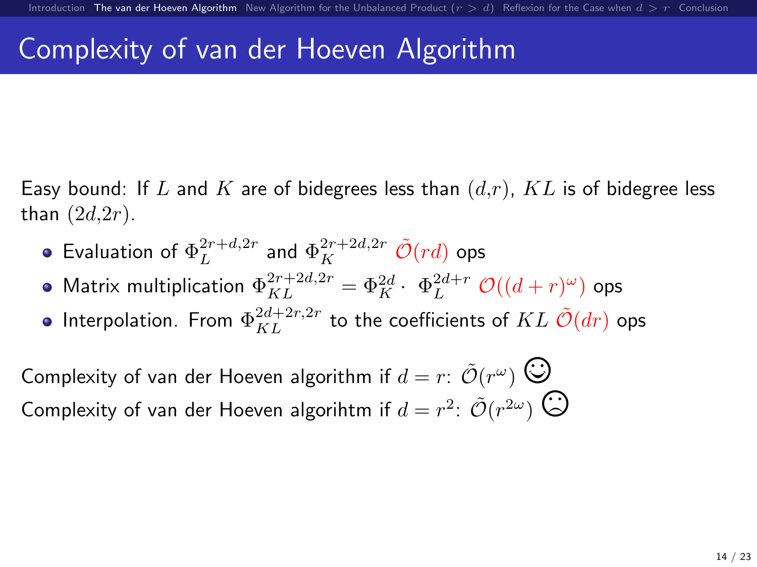# Complexity of van der Hoeven Algorithm

Easy bound: If $L$ and $K$ are of bidegrees less than $(d,r)$, $KL$ is of bidegree less than $(2d,2r)$.

- Evaluation of $\Phi_L^{2r+d,2r}$ and $\Phi_K^{2r+2d,2r}$ $\tilde{\mathcal{O}}(rd)$ ops
- Matrix multiplication $\Phi_{KL}^{2r+2d,2r} = \Phi_K^{2d} \cdot \; \Phi_L^{2d+r}$ $\mathcal{O}((d+r)^\omega)$ ops
- Interpolation. From $\Phi_{KL}^{2d+2r,2r}$ to the coefficients of $KL$ $\tilde{\mathcal{O}}(dr)$ ops

Complexity of van der Hoeven algorithm if $d = r$: $\tilde{\mathcal{O}}(r^\omega)$ ☺

Complexity of van der Hoeven algorihtm if $d = r^2$: $\tilde{\mathcal{O}}(r^{2\omega})$ ☹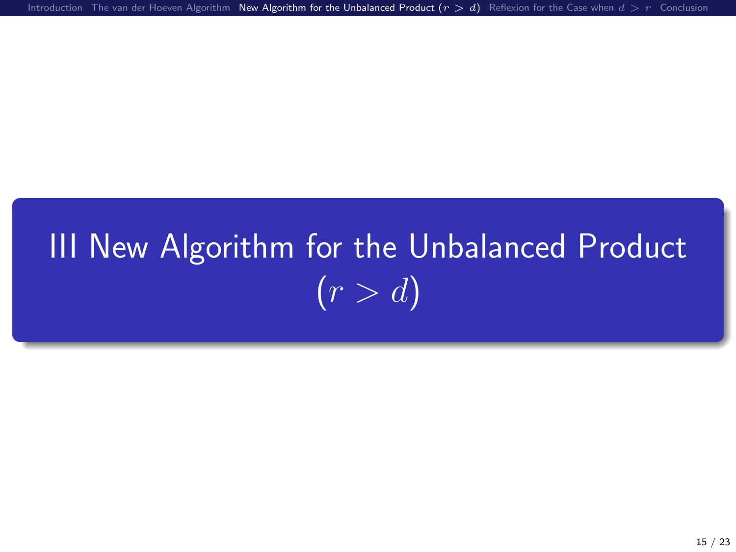# III New Algorithm for the Unbalanced Product $(r > d)$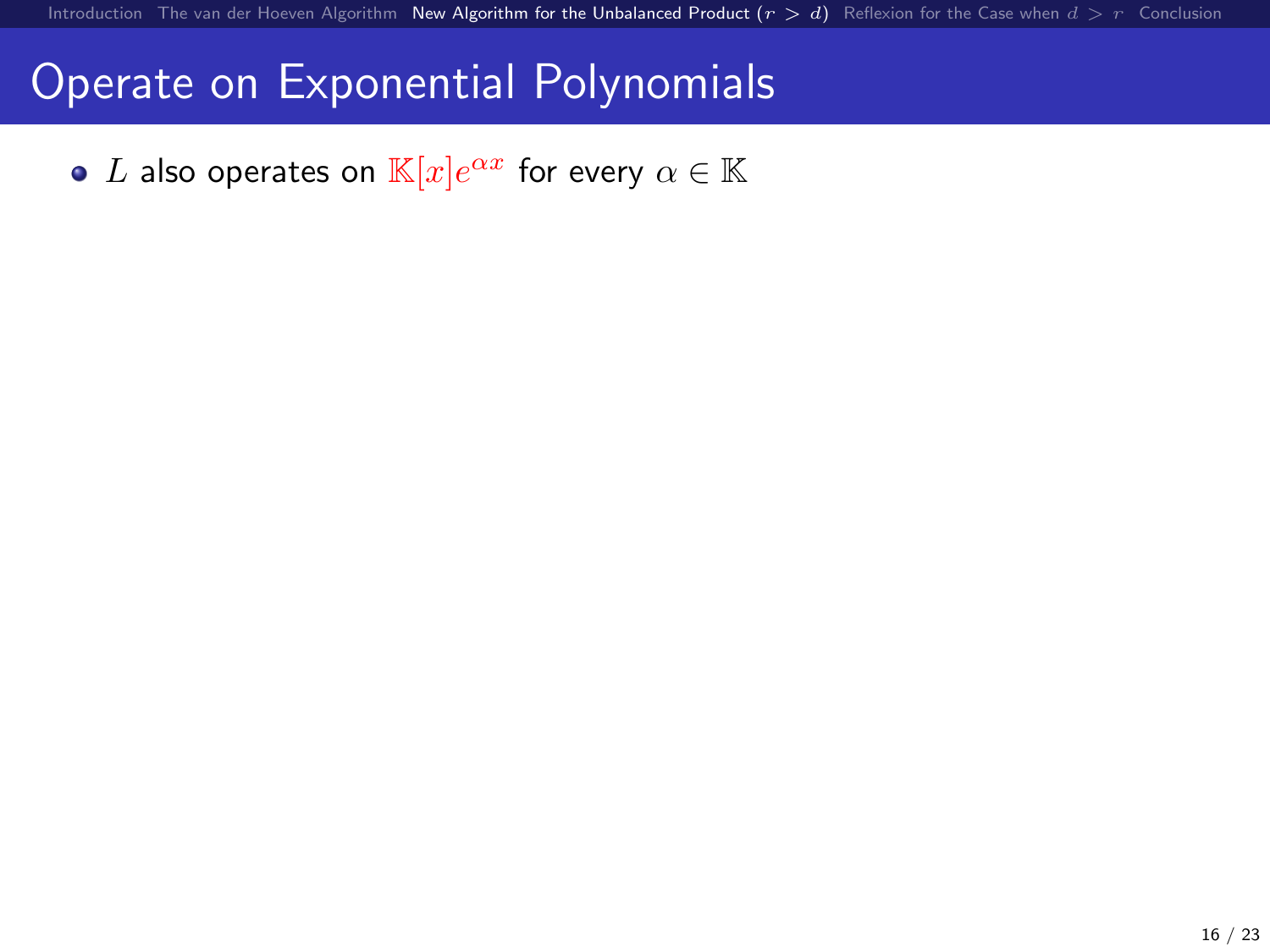# Operate on Exponential Polynomials

- $L$ also operates on $\mathbb{K}[x]e^{\alpha x}$ for every $\alpha \in \mathbb{K}$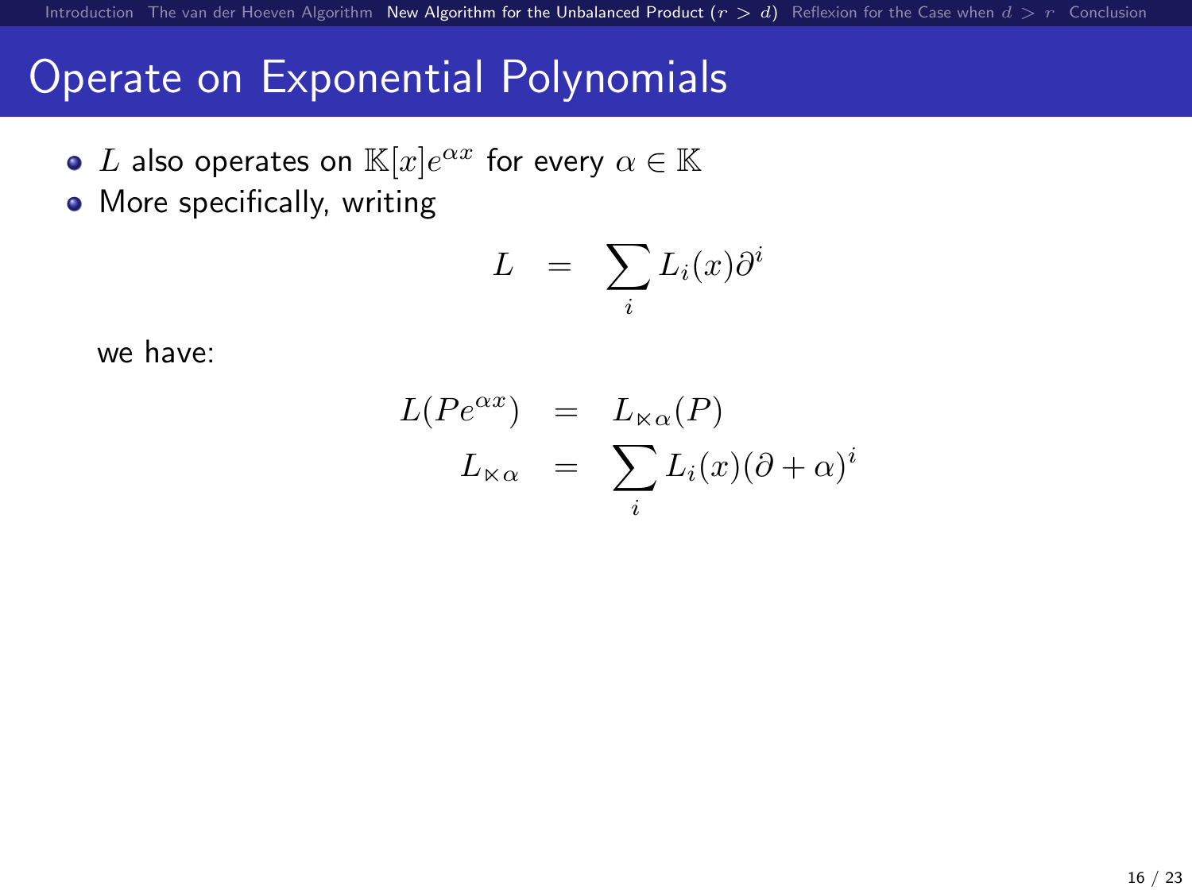# Operate on Exponential Polynomials

- $L$ also operates on $\mathbb{K}[x]e^{\alpha x}$ for every $\alpha \in \mathbb{K}$
- More specifically, writing

$$L = \sum_i L_i(x)\partial^i$$

we have:

$$\begin{aligned} L(Pe^{\alpha x}) &= L_{\ltimes \alpha}(P) \\ L_{\ltimes \alpha} &= \sum_i L_i(x)(\partial + \alpha)^i \end{aligned}$$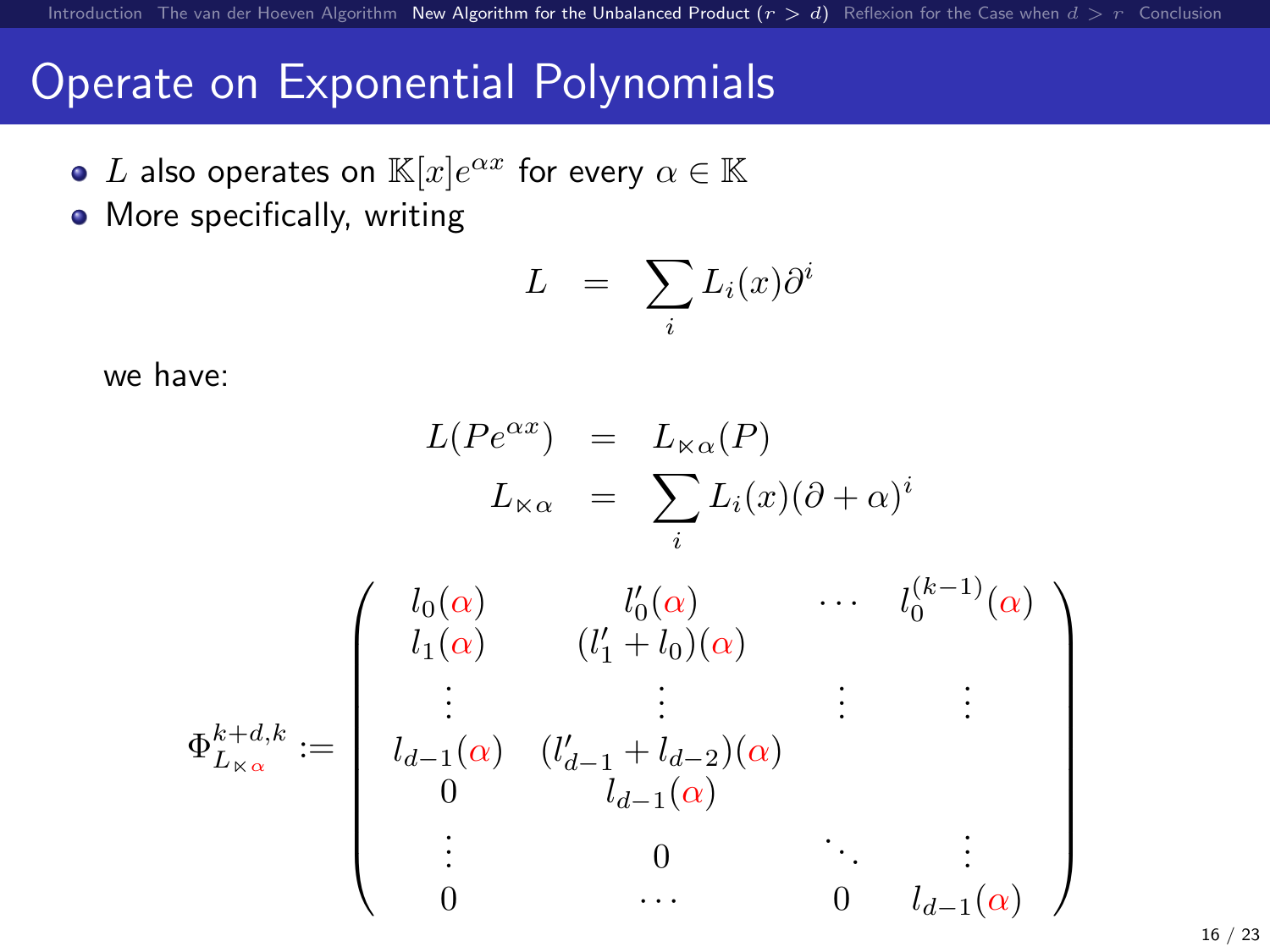# Operate on Exponential Polynomials

- $L$ also operates on $\mathbb{K}[x]e^{\alpha x}$ for every $\alpha \in \mathbb{K}$
- More specifically, writing

$$L = \sum_i L_i(x)\partial^i$$

we have:

$$L(Pe^{\alpha x}) = L_{\ltimes\alpha}(P)$$

$$L_{\ltimes\alpha} = \sum_i L_i(x)(\partial+\alpha)^i$$

$$\Phi_{L_{\ltimes\alpha}}^{k+d,k} := \begin{pmatrix} l_0(\alpha) & l_0'(\alpha) & \cdots & l_0^{(k-1)}(\alpha) \\ l_1(\alpha) & (l_1'+l_0)(\alpha) & & \\ \vdots & \vdots & \vdots & \vdots \\ l_{d-1}(\alpha) & (l_{d-1}'+l_{d-2})(\alpha) & & \\ 0 & l_{d-1}(\alpha) & & \\ \vdots & 0 & \ddots & \vdots \\ 0 & \cdots & 0 & l_{d-1}(\alpha) \end{pmatrix}$$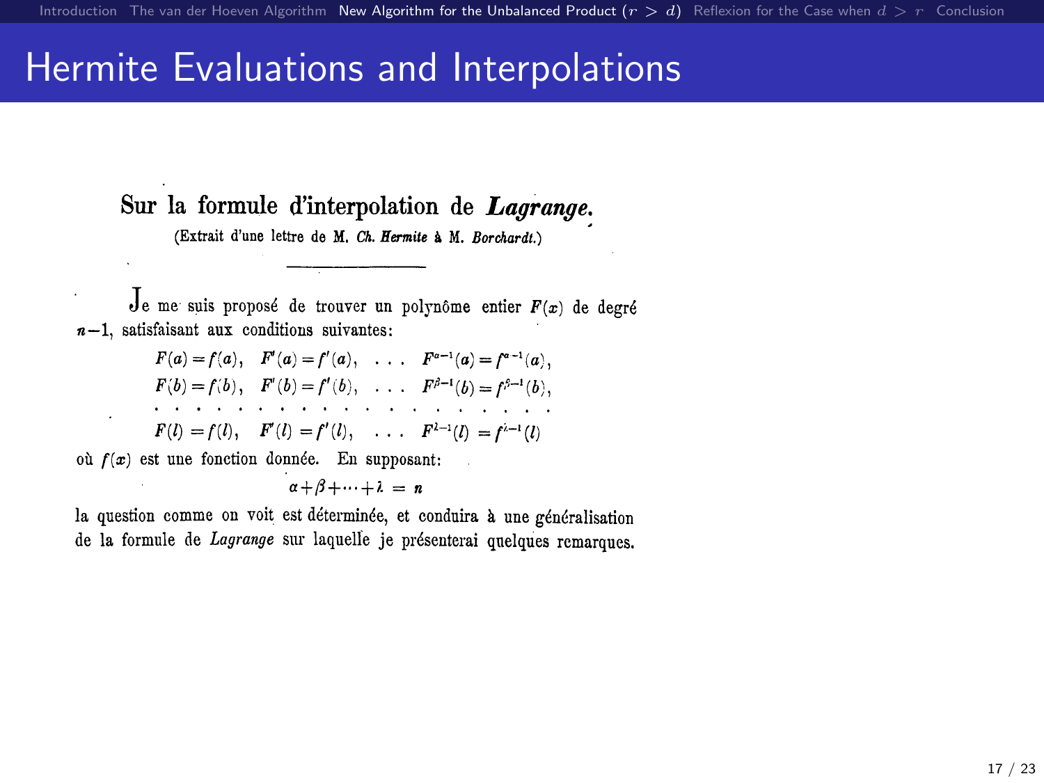# Hermite Evaluations and Interpolations

## Sur la formule d'interpolation de *Lagrange*.

(Extrait d'une lettre de M. *Ch. Hermite* à M. *Borchardt*.)

Je me suis proposé de trouver un polynôme entier $F(x)$ de degré $n-1$, satisfaisant aux conditions suivantes:

$$
\begin{array}{llll}
F(a) = f(a), & F'(a) = f'(a), & \ldots & F^{\alpha-1}(a) = f^{\alpha-1}(a), \\
F(b) = f(b), & F'(b) = f'(b), & \ldots & F^{\beta-1}(b) = f^{\beta-1}(b), \\
\ldots & \ldots & \ldots & \ldots \\
F(l) = f(l), & F'(l) = f'(l), & \ldots & F^{\lambda-1}(l) = f^{\lambda-1}(l)
\end{array}
$$

où $f(x)$ est une fonction donnée. En supposant:

$$\alpha + \beta + \cdots + \lambda = n$$

la question comme on voit est déterminée, et conduira à une généralisation de la formule de *Lagrange* sur laquelle je présenterai quelques remarques.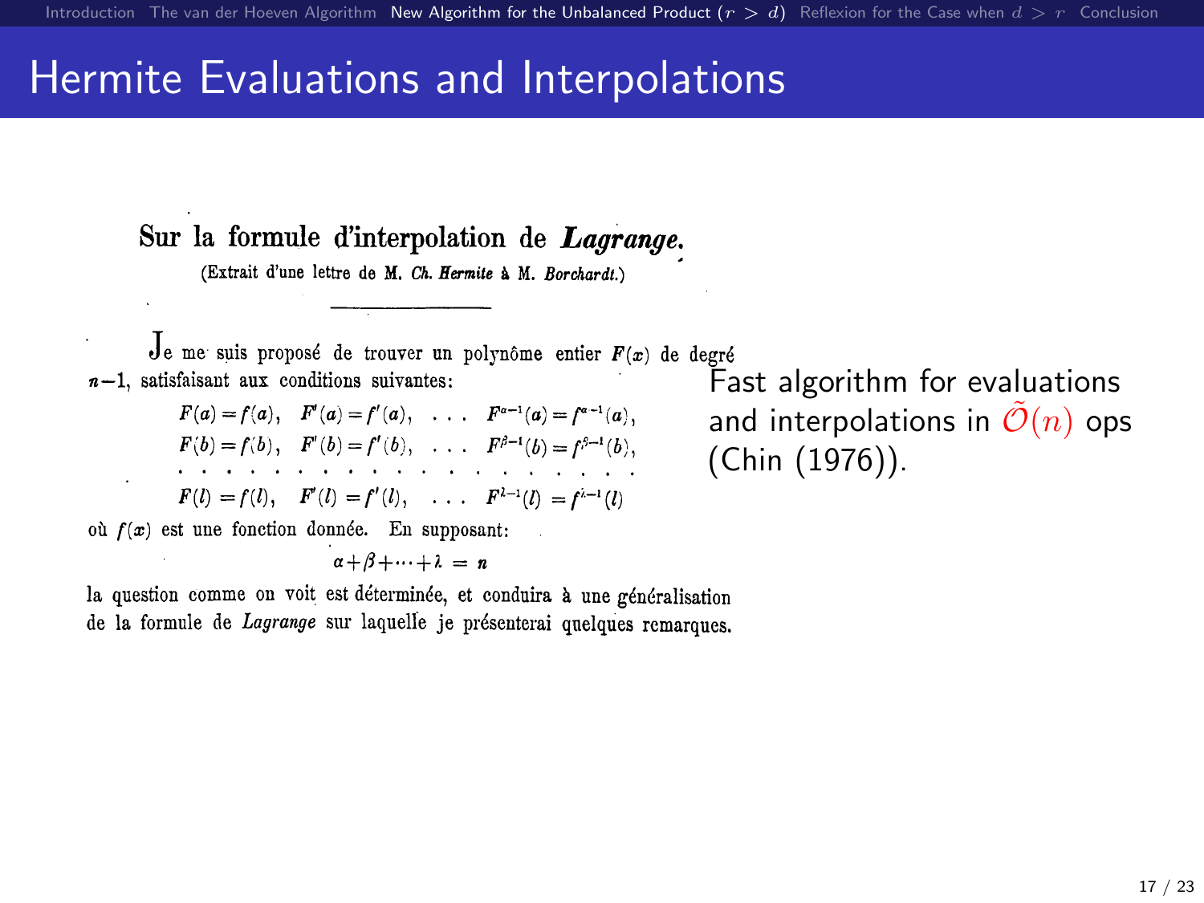# Hermite Evaluations and Interpolations

## Sur la formule d'interpolation de *Lagrange*.

(Extrait d'une lettre de M. *Ch. Hermite* à M. *Borchardt*.)

Je me suis proposé de trouver un polynôme entier $F(x)$ de degré $n-1$, satisfaisant aux conditions suivantes:

$$F(a) = f(a), \quad F'(a) = f'(a), \quad \dots \quad F^{\alpha-1}(a) = f^{\alpha-1}(a),$$
$$F(b) = f(b), \quad F'(b) = f'(b), \quad \dots \quad F^{\beta-1}(b) = f^{\beta-1}(b),$$
$$\dots$$
$$F(l) = f(l), \quad F'(l) = f'(l), \quad \dots \quad F^{\lambda-1}(l) = f^{\lambda-1}(l)$$

où $f(x)$ est une fonction donnée. En supposant:

$$\alpha + \beta + \dots + \lambda = n$$

la question comme on voit est déterminée, et conduira à une généralisation de la formule de *Lagrange* sur laquelle je présenterai quelques remarques.

Fast algorithm for evaluations and interpolations in $\tilde{\mathcal{O}}(n)$ ops (Chin (1976)).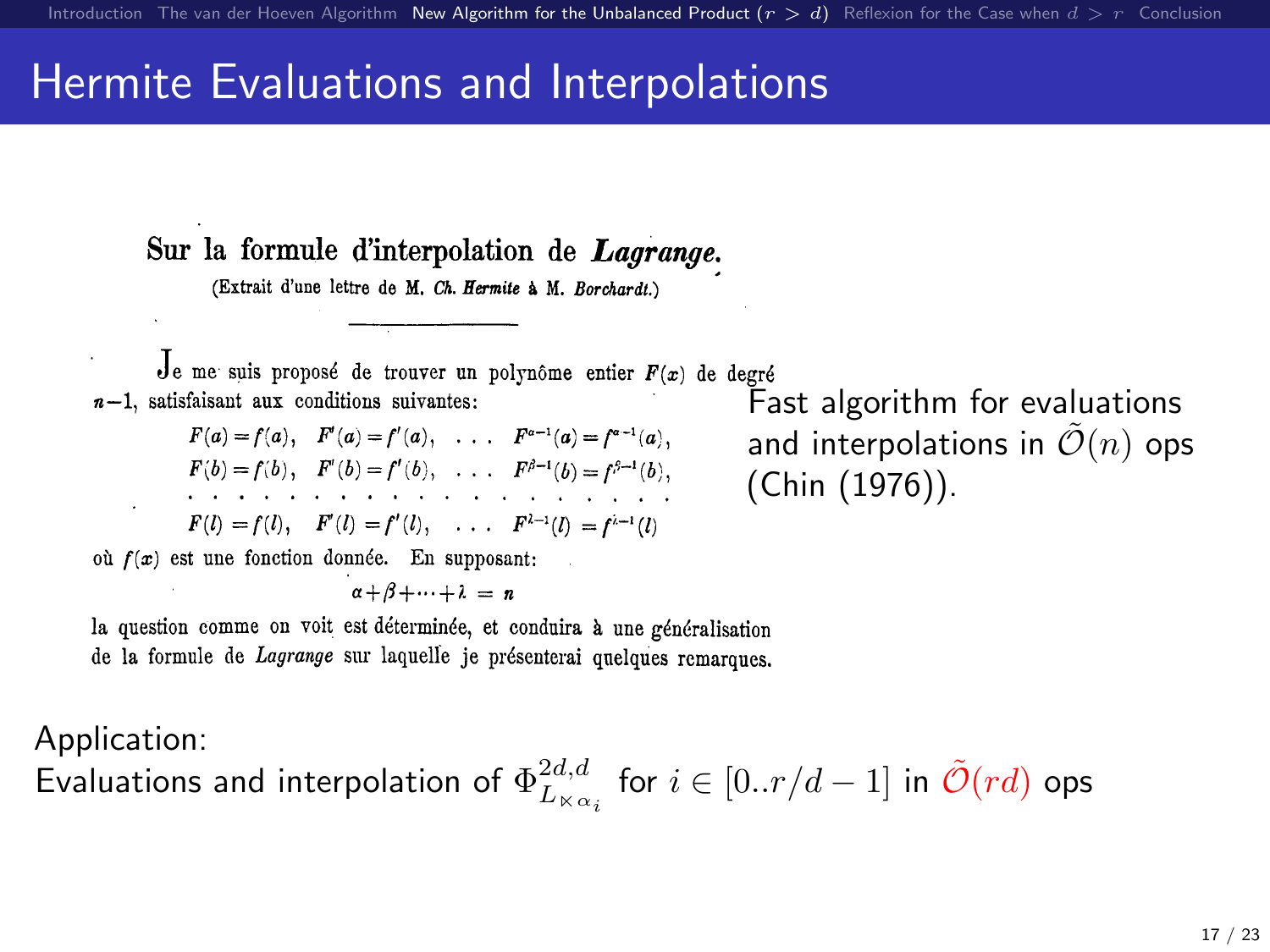# Hermite Evaluations and Interpolations

**Sur la formule d'interpolation de *Lagrange*.**

(Extrait d'une lettre de M. *Ch. Hermite* à M. *Borchardt.*)

Je me suis proposé de trouver un polynôme entier $F(x)$ de degré $n-1$, satisfaisant aux conditions suivantes:

$$
\begin{array}{llll}
F(a) = f(a), & F'(a) = f'(a), & \ldots & F^{\alpha-1}(a) = f^{\alpha-1}(a), \\
F(b) = f(b), & F'(b) = f'(b), & \ldots & F^{\beta-1}(b) = f^{\beta-1}(b), \\
\ldots & \ldots & \ldots & \ldots \\
F(l) = f(l), & F'(l) = f'(l), & \ldots & F^{\lambda-1}(l) = f^{\lambda-1}(l)
\end{array}
$$

où $f(x)$ est une fonction donnée. En supposant:

$$\alpha + \beta + \cdots + \lambda = n$$

la question comme on voit est déterminée, et conduira à une généralisation de la formule de *Lagrange* sur laquelle je présenterai quelques remarques.

Fast algorithm for evaluations and interpolations in $\tilde{\mathcal{O}}(n)$ ops (Chin (1976)).

Application:

Evaluations and interpolation of $\Phi^{2d,d}_{L_{\ltimes \alpha_i}}$ for $i \in [0..r/d-1]$ in $\tilde{\mathcal{O}}(rd)$ ops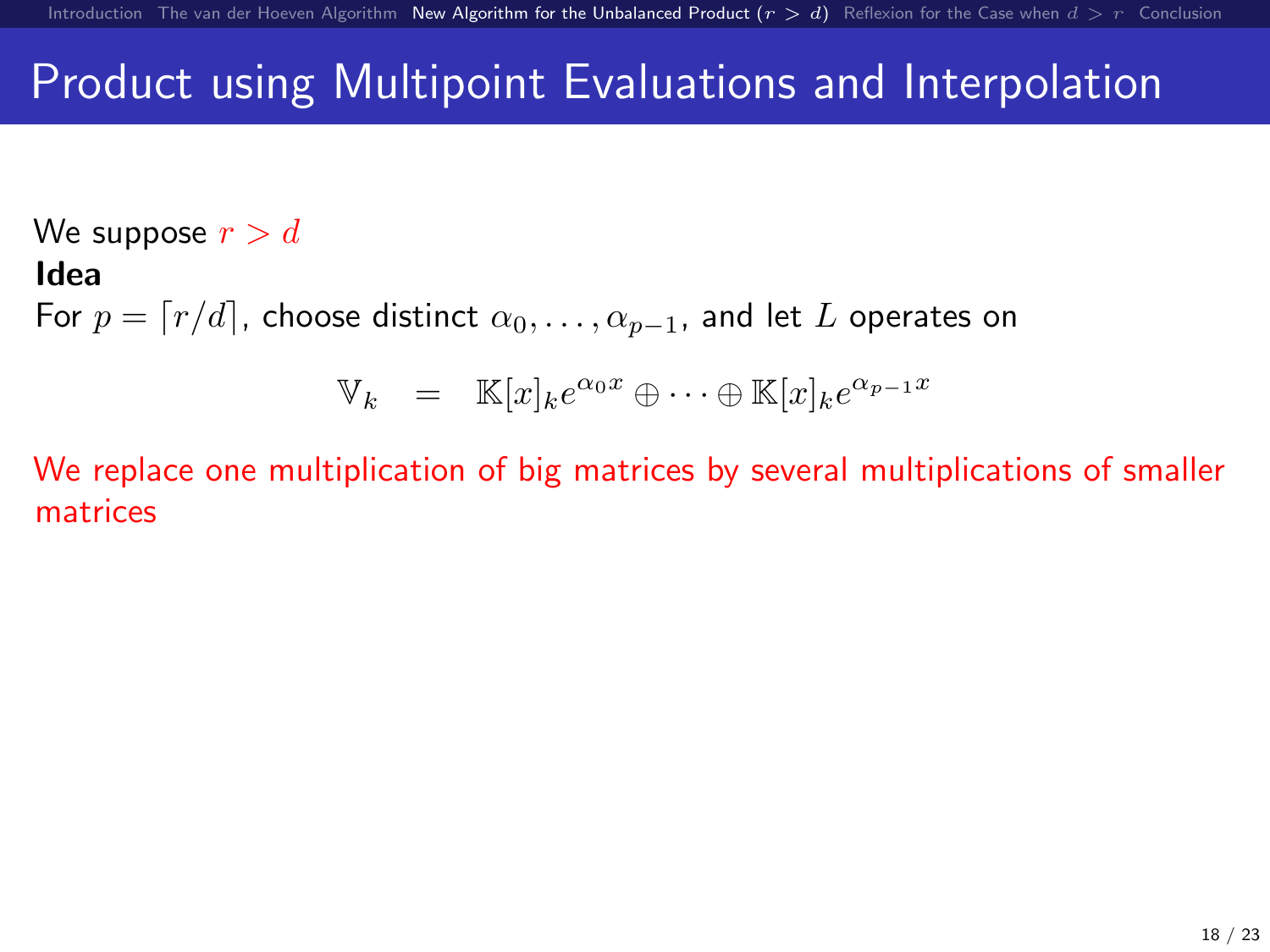# Product using Multipoint Evaluations and Interpolation

We suppose $r > d$

**Idea**

For $p = \lceil r/d \rceil$, choose distinct $\alpha_0, \ldots, \alpha_{p-1}$, and let $L$ operates on

$$\mathbb{V}_k \quad = \quad \mathbb{K}[x]_k e^{\alpha_0 x} \oplus \cdots \oplus \mathbb{K}[x]_k e^{\alpha_{p-1} x}$$

We replace one multiplication of big matrices by several multiplications of smaller matrices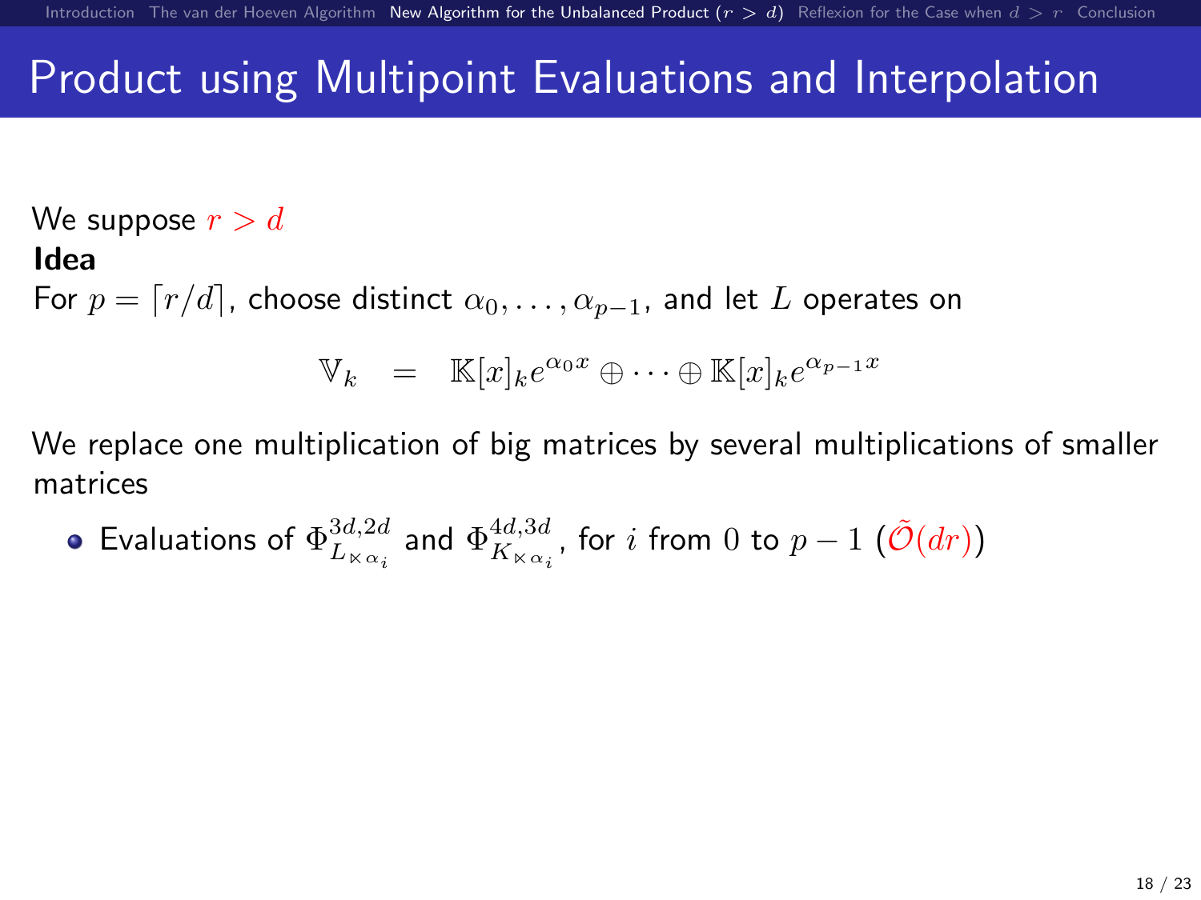# Product using Multipoint Evaluations and Interpolation

We suppose $r > d$

**Idea**

For $p = \lceil r/d \rceil$, choose distinct $\alpha_0, \ldots, \alpha_{p-1}$, and let $L$ operates on

$$\mathbb{V}_k \quad = \quad \mathbb{K}[x]_k e^{\alpha_0 x} \oplus \cdots \oplus \mathbb{K}[x]_k e^{\alpha_{p-1} x}$$

We replace one multiplication of big matrices by several multiplications of smaller matrices

- Evaluations of $\Phi^{3d,2d}_{L_{\ltimes \alpha_i}}$ and $\Phi^{4d,3d}_{K_{\ltimes \alpha_i}}$, for $i$ from $0$ to $p-1$ ($\tilde{\mathcal{O}}(dr)$)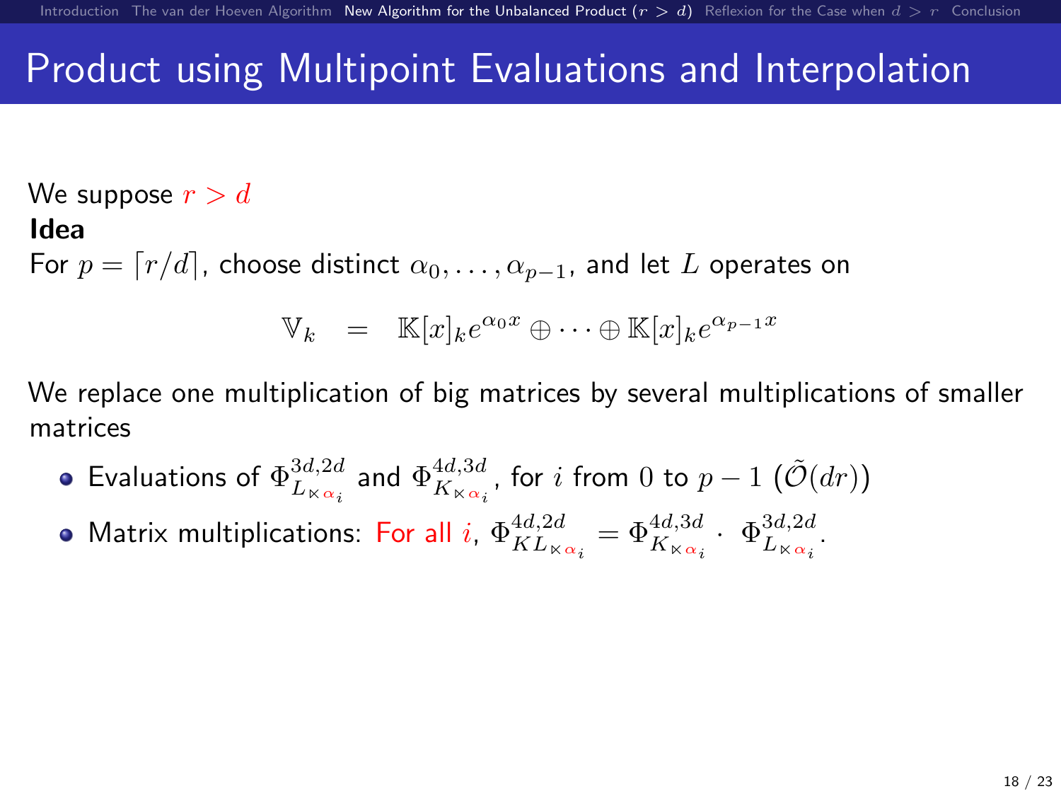# Product using Multipoint Evaluations and Interpolation

We suppose $r > d$

**Idea**

For $p = \lceil r/d \rceil$, choose distinct $\alpha_0, \dots, \alpha_{p-1}$, and let $L$ operates on

$$\mathbb{V}_k \quad = \quad \mathbb{K}[x]_k e^{\alpha_0 x} \oplus \cdots \oplus \mathbb{K}[x]_k e^{\alpha_{p-1} x}$$

We replace one multiplication of big matrices by several multiplications of smaller matrices

- Evaluations of $\Phi^{3d,2d}_{L_{\ltimes \alpha_i}}$ and $\Phi^{4d,3d}_{K_{\ltimes \alpha_i}}$, for $i$ from $0$ to $p-1$ ($\tilde{\mathcal{O}}(dr)$)
- Matrix multiplications: For all $i$, $\Phi^{4d,2d}_{KL_{\ltimes \alpha_i}} = \Phi^{4d,3d}_{K_{\ltimes \alpha_i}} \cdot \Phi^{3d,2d}_{L_{\ltimes \alpha_i}}$.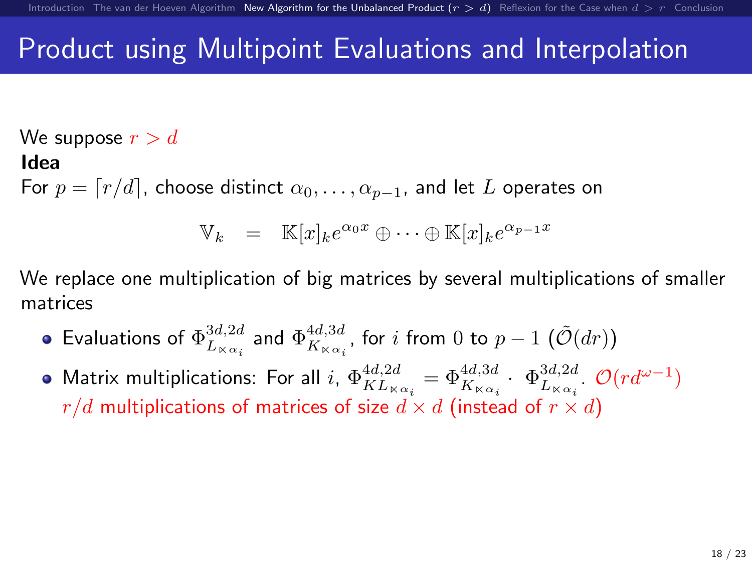# Product using Multipoint Evaluations and Interpolation

We suppose $r > d$

**Idea**

For $p = \lceil r/d \rceil$, choose distinct $\alpha_0, \ldots, \alpha_{p-1}$, and let $L$ operates on

$$\mathbb{V}_k \quad = \quad \mathbb{K}[x]_k e^{\alpha_0 x} \oplus \cdots \oplus \mathbb{K}[x]_k e^{\alpha_{p-1} x}$$

We replace one multiplication of big matrices by several multiplications of smaller matrices

- Evaluations of $\Phi^{3d,2d}_{L_{\ltimes \alpha_i}}$ and $\Phi^{4d,3d}_{K_{\ltimes \alpha_i}}$, for $i$ from $0$ to $p-1$ ($\tilde{\mathcal{O}}(dr)$)
- Matrix multiplications: For all $i$, $\Phi^{4d,2d}_{KL_{\ltimes \alpha_i}} = \Phi^{4d,3d}_{K_{\ltimes \alpha_i}} \cdot \Phi^{3d,2d}_{L_{\ltimes \alpha_i}}$. $\mathcal{O}(rd^{\omega-1})$
  $r/d$ multiplications of matrices of size $d \times d$ (instead of $r \times d$)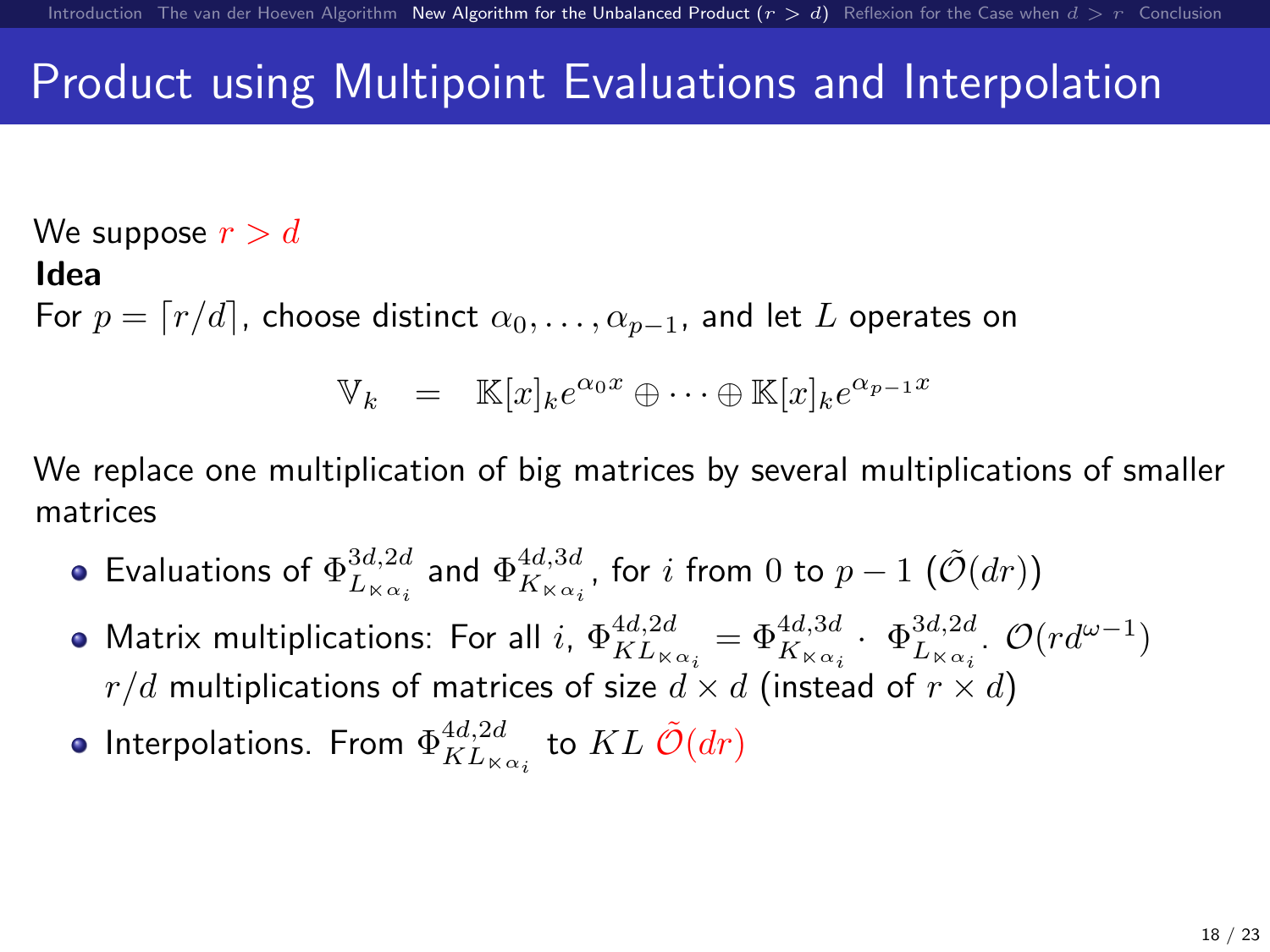# Product using Multipoint Evaluations and Interpolation

We suppose $r > d$

**Idea**

For $p = \lceil r/d \rceil$, choose distinct $\alpha_0, \ldots, \alpha_{p-1}$, and let $L$ operates on

$$\mathbb{V}_k \quad = \quad \mathbb{K}[x]_k e^{\alpha_0 x} \oplus \cdots \oplus \mathbb{K}[x]_k e^{\alpha_{p-1} x}$$

We replace one multiplication of big matrices by several multiplications of smaller matrices

- Evaluations of $\Phi^{3d,2d}_{L_{\ltimes \alpha_i}}$ and $\Phi^{4d,3d}_{K_{\ltimes \alpha_i}}$, for $i$ from $0$ to $p-1$ ($\tilde{\mathcal{O}}(dr)$)
- Matrix multiplications: For all $i$, $\Phi^{4d,2d}_{KL_{\ltimes \alpha_i}} = \Phi^{4d,3d}_{K_{\ltimes \alpha_i}} \cdot \; \Phi^{3d,2d}_{L_{\ltimes \alpha_i}}$. $\mathcal{O}(rd^{\omega-1})$
  $r/d$ multiplications of matrices of size $d \times d$ (instead of $r \times d$)
- Interpolations. From $\Phi^{4d,2d}_{KL_{\ltimes \alpha_i}}$ to $KL$ $\tilde{\mathcal{O}}(dr)$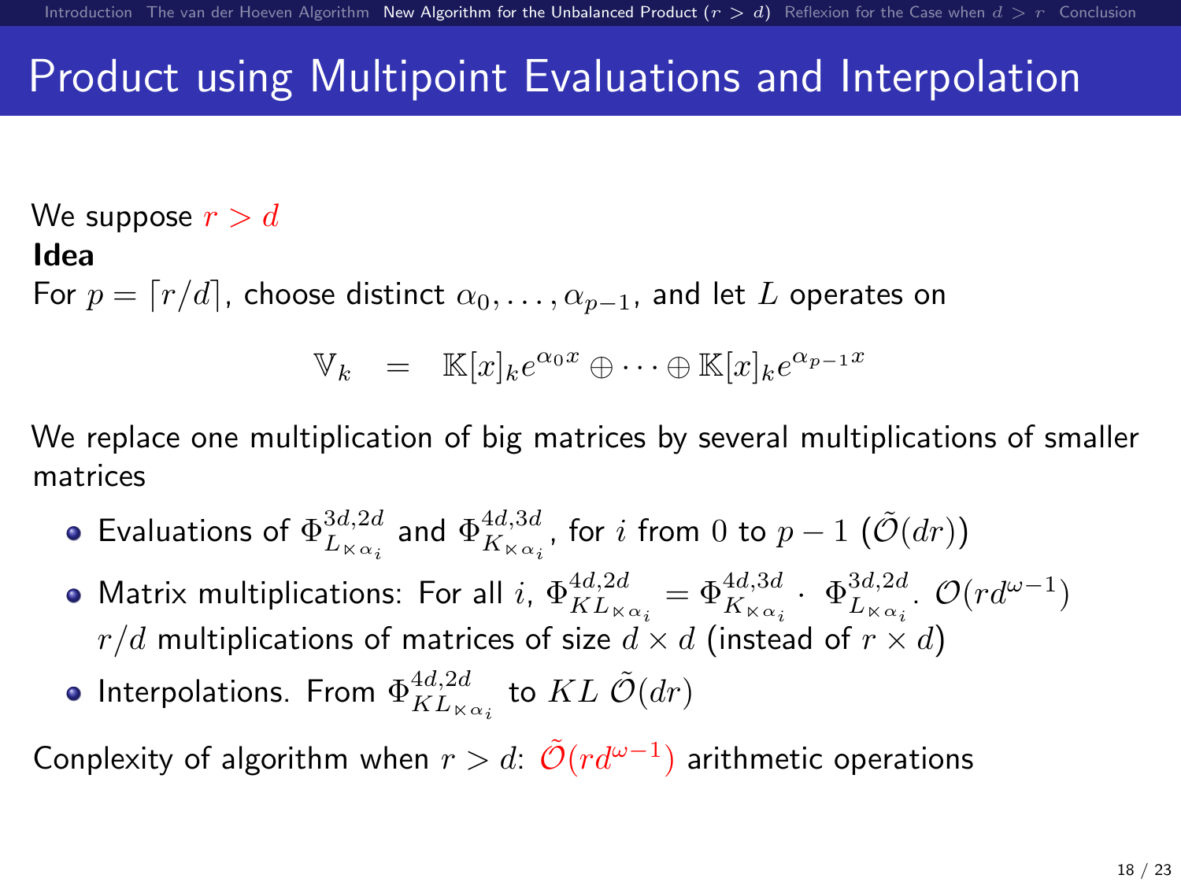# Product using Multipoint Evaluations and Interpolation

We suppose $r > d$

**Idea**

For $p = \lceil r/d \rceil$, choose distinct $\alpha_0, \ldots, \alpha_{p-1}$, and let $L$ operates on

$$\mathbb{V}_k \quad = \quad \mathbb{K}[x]_k e^{\alpha_0 x} \oplus \cdots \oplus \mathbb{K}[x]_k e^{\alpha_{p-1} x}$$

We replace one multiplication of big matrices by several multiplications of smaller matrices

- Evaluations of $\Phi^{3d,2d}_{L_{\ltimes \alpha_i}}$ and $\Phi^{4d,3d}_{K_{\ltimes \alpha_i}}$, for $i$ from $0$ to $p-1$ ($\tilde{\mathcal{O}}(dr)$)
- Matrix multiplications: For all $i$, $\Phi^{4d,2d}_{KL_{\ltimes \alpha_i}} = \Phi^{4d,3d}_{K_{\ltimes \alpha_i}} \cdot \Phi^{3d,2d}_{L_{\ltimes \alpha_i}}$. $\mathcal{O}(rd^{\omega-1})$
  $r/d$ multiplications of matrices of size $d \times d$ (instead of $r \times d$)
- Interpolations. From $\Phi^{4d,2d}_{KL_{\ltimes \alpha_i}}$ to $KL$ $\tilde{\mathcal{O}}(dr)$

Conplexity of algorithm when $r > d$: $\tilde{\mathcal{O}}(rd^{\omega-1})$ arithmetic operations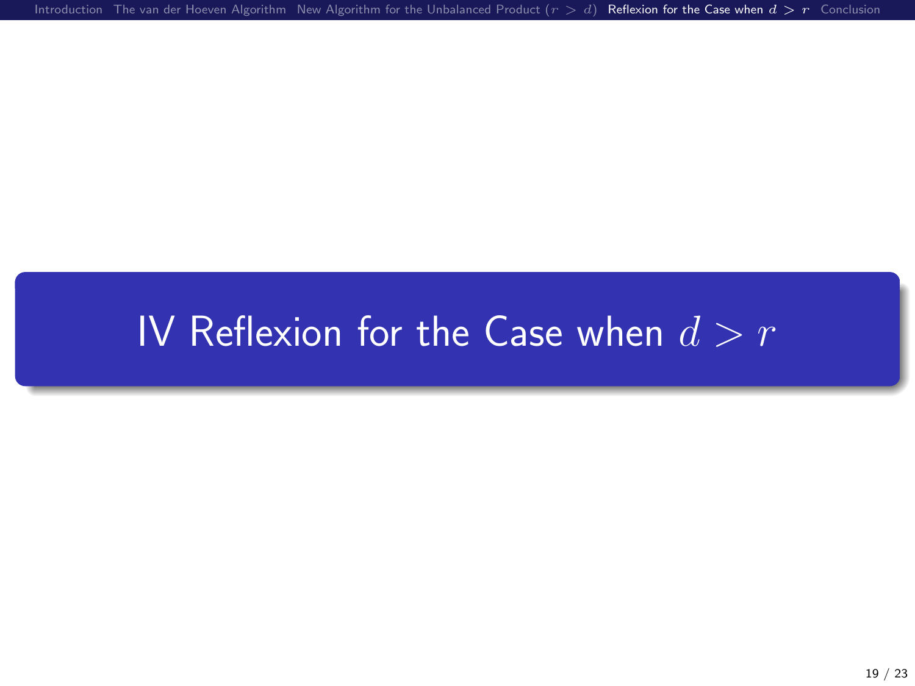# IV Reflexion for the Case when $d > r$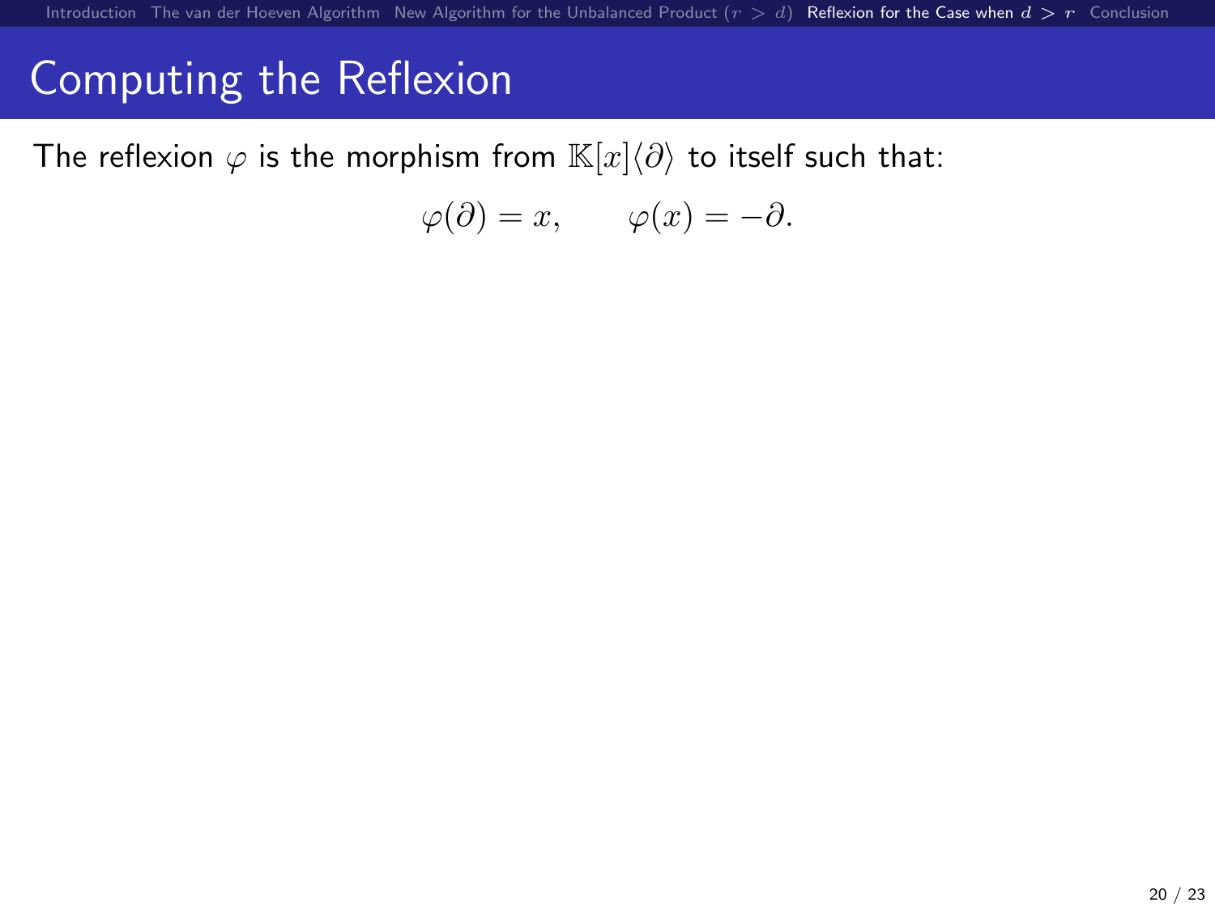# Computing the Reflexion

The reflexion $\varphi$ is the morphism from $\mathbb{K}[x]\langle\partial\rangle$ to itself such that:

$$\varphi(\partial) = x, \qquad \varphi(x) = -\partial.$$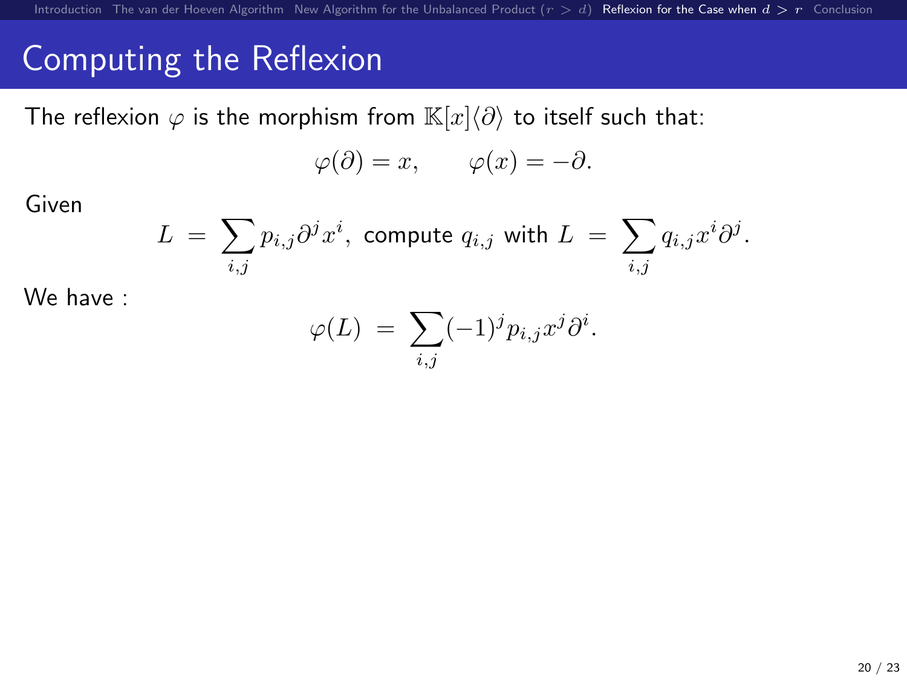# Computing the Reflexion

The reflexion $\varphi$ is the morphism from $\mathbb{K}[x]\langle\partial\rangle$ to itself such that:

$$\varphi(\partial) = x, \qquad \varphi(x) = -\partial.$$

Given

$$L \;=\; \sum_{i,j} p_{i,j}\partial^j x^i, \text{ compute } q_{i,j} \text{ with } L \;=\; \sum_{i,j} q_{i,j} x^i \partial^j.$$

We have :

$$\varphi(L) \;=\; \sum_{i,j} (-1)^j p_{i,j} x^j \partial^i.$$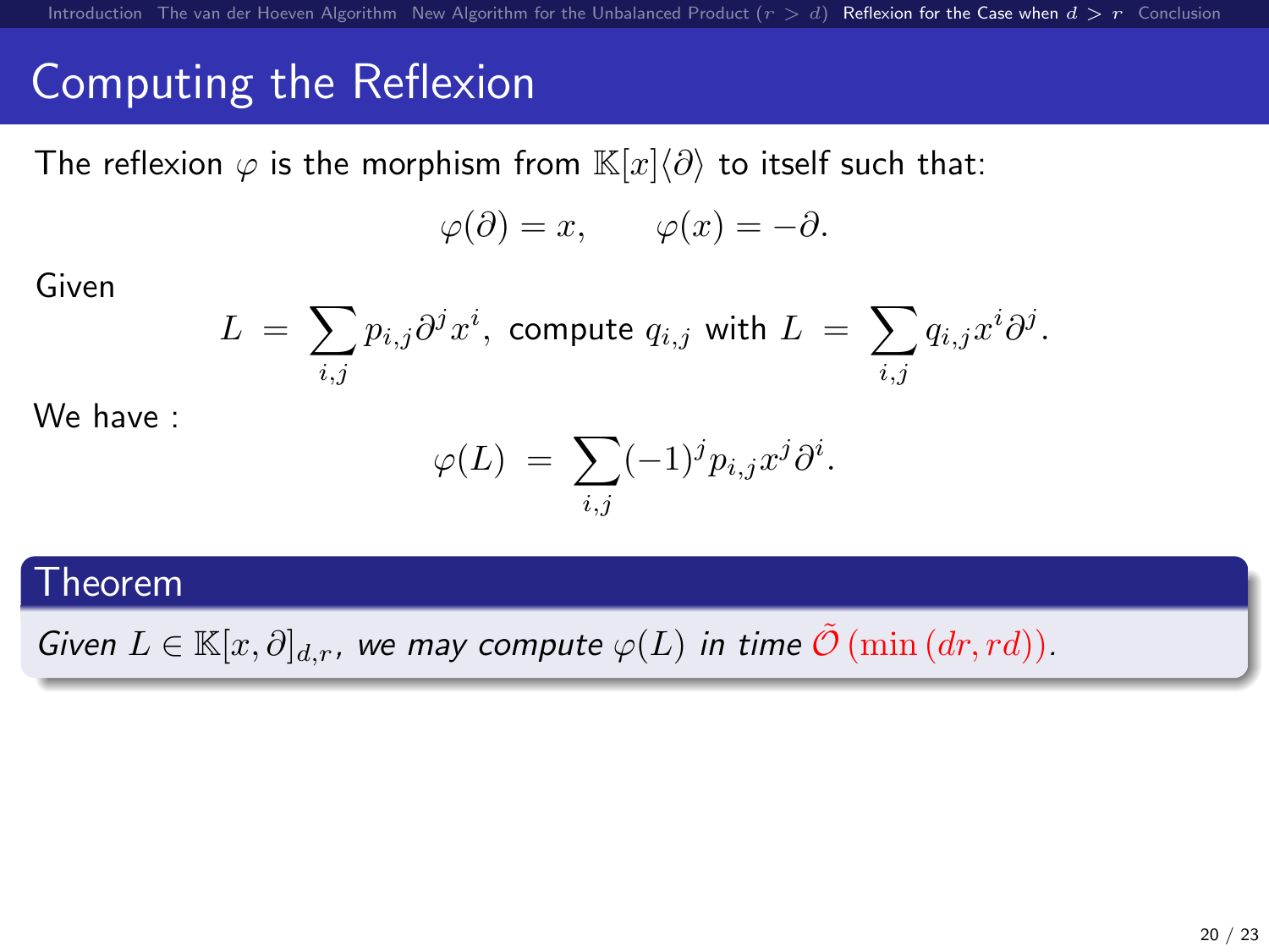# Computing the Reflexion

The reflexion $\varphi$ is the morphism from $\mathbb{K}[x]\langle\partial\rangle$ to itself such that:

$$\varphi(\partial) = x, \qquad \varphi(x) = -\partial.$$

Given

$$L \;=\; \sum_{i,j} p_{i,j}\partial^j x^i, \text{ compute } q_{i,j} \text{ with } L \;=\; \sum_{i,j} q_{i,j} x^i \partial^j.$$

We have :

$$\varphi(L) \;=\; \sum_{i,j} (-1)^j p_{i,j} x^j \partial^i.$$

**Theorem**

*Given $L \in \mathbb{K}[x, \partial]_{d,r}$, we may compute $\varphi(L)$ in time $\tilde{\mathcal{O}}\left(\min\left(dr, rd\right)\right)$.*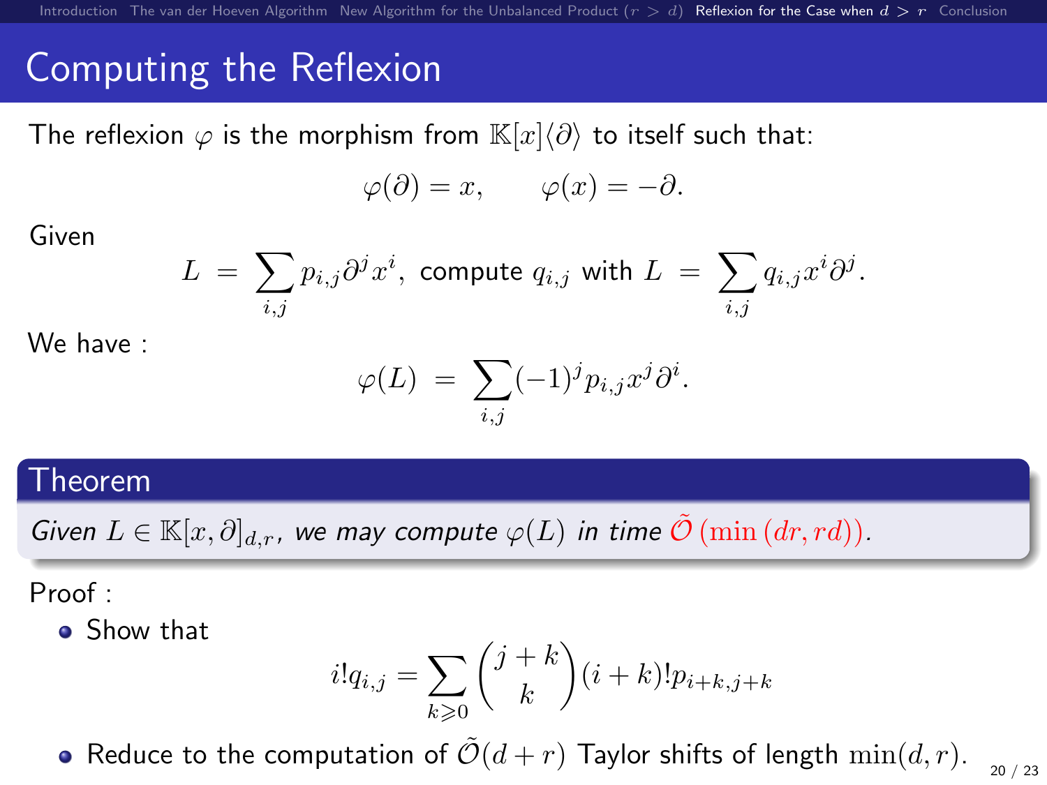# Computing the Reflexion

The reflexion $\varphi$ is the morphism from $\mathbb{K}[x]\langle\partial\rangle$ to itself such that:

$$\varphi(\partial) = x, \qquad \varphi(x) = -\partial.$$

Given

$$L = \sum_{i,j} p_{i,j}\partial^j x^i, \text{ compute } q_{i,j} \text{ with } L = \sum_{i,j} q_{i,j} x^i \partial^j.$$

We have :

$$\varphi(L) = \sum_{i,j} (-1)^j p_{i,j} x^j \partial^i.$$

## Theorem

*Given $L \in \mathbb{K}[x,\partial]_{d,r}$, we may compute $\varphi(L)$ in time $\tilde{\mathcal{O}}(\min(dr, rd))$.*

Proof :

- Show that

$$i!q_{i,j} = \sum_{k \geqslant 0} \binom{j+k}{k} (i+k)! p_{i+k,j+k}$$

- Reduce to the computation of $\tilde{\mathcal{O}}(d+r)$ Taylor shifts of length $\min(d,r)$.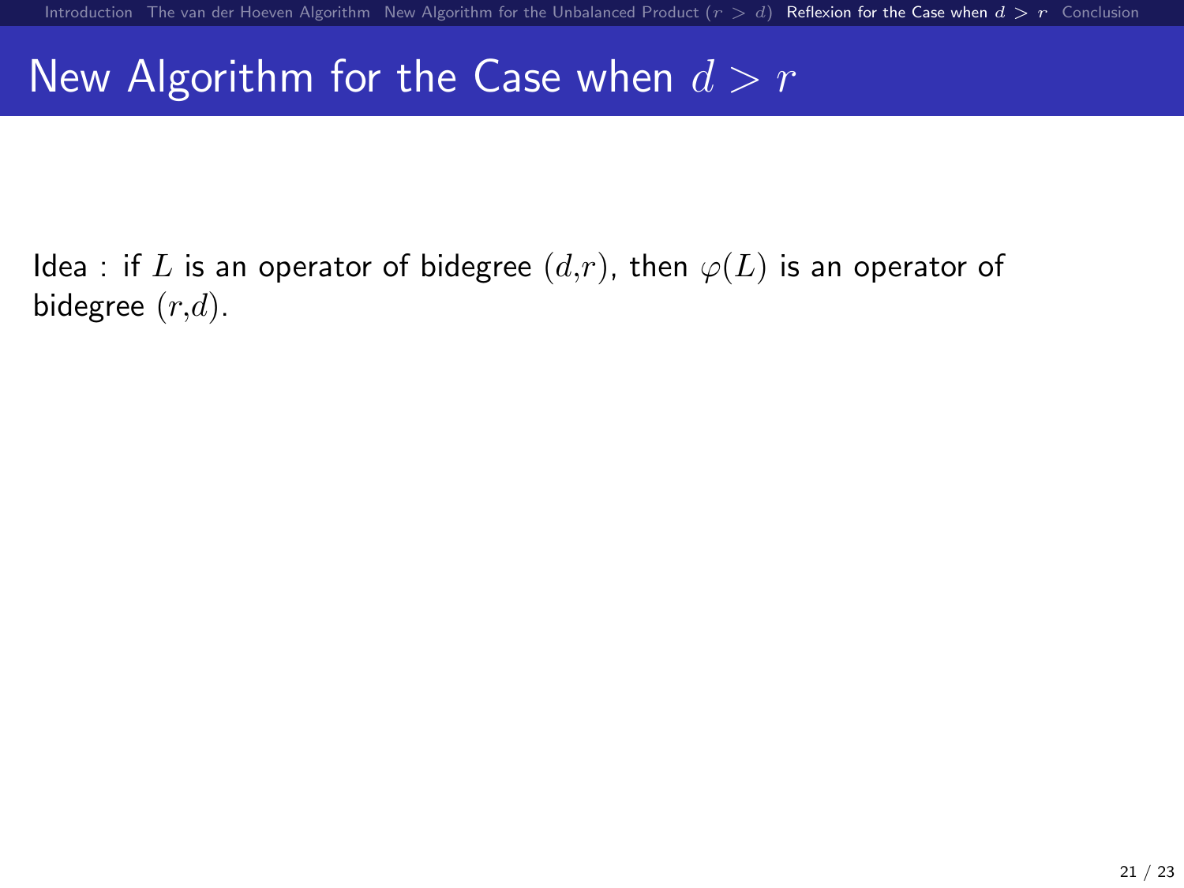# New Algorithm for the Case when $d > r$

Idea : if $L$ is an operator of bidegree $(d,r)$, then $\varphi(L)$ is an operator of bidegree $(r,d)$.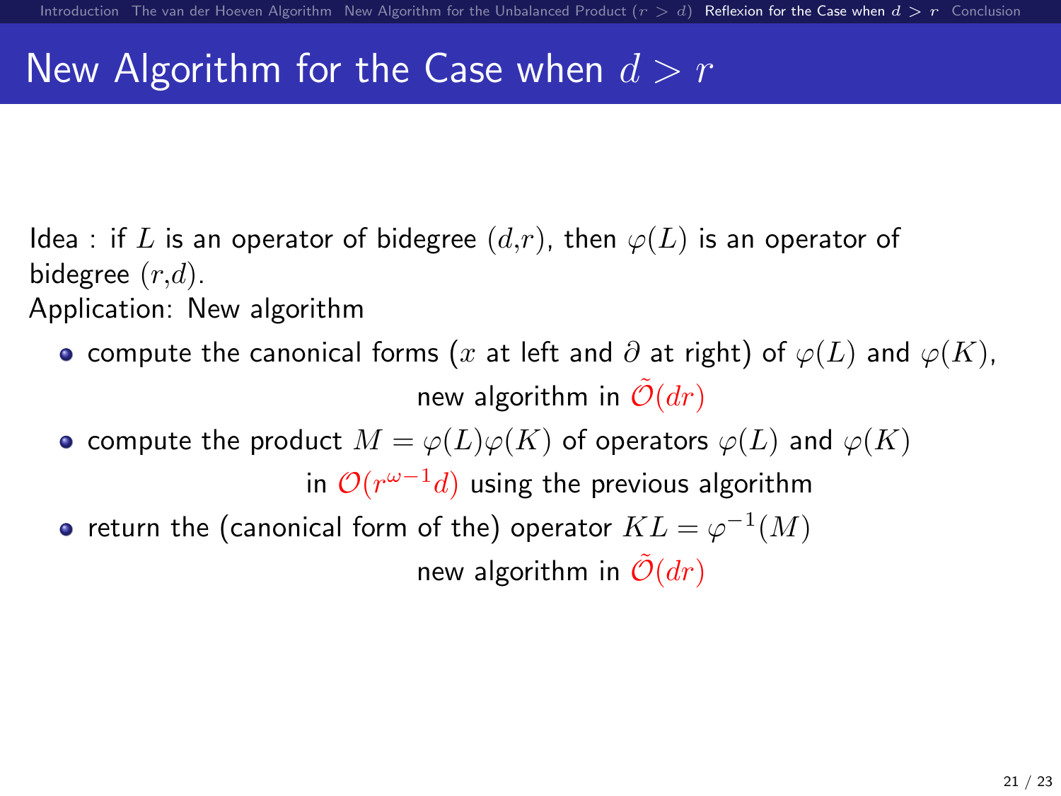# New Algorithm for the Case when $d > r$

Idea : if $L$ is an operator of bidegree $(d,r)$, then $\varphi(L)$ is an operator of bidegree $(r,d)$.

Application: New algorithm

- compute the canonical forms ($x$ at left and $\partial$ at right) of $\varphi(L)$ and $\varphi(K)$,
  new algorithm in $\tilde{\mathcal{O}}(dr)$
- compute the product $M = \varphi(L)\varphi(K)$ of operators $\varphi(L)$ and $\varphi(K)$
  in $\mathcal{O}(r^{\omega-1}d)$ using the previous algorithm
- return the (canonical form of the) operator $KL = \varphi^{-1}(M)$
  new algorithm in $\tilde{\mathcal{O}}(dr)$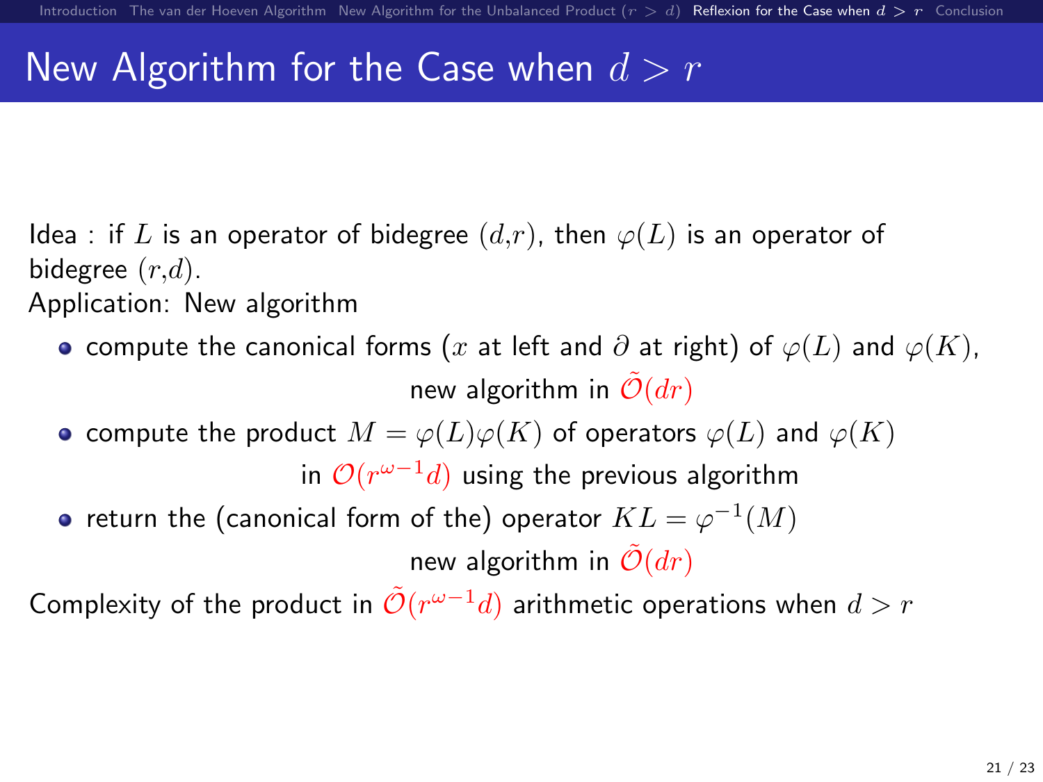# New Algorithm for the Case when $d > r$

Idea : if $L$ is an operator of bidegree $(d,r)$, then $\varphi(L)$ is an operator of bidegree $(r,d)$.

Application: New algorithm

- compute the canonical forms ($x$ at left and $\partial$ at right) of $\varphi(L)$ and $\varphi(K)$, new algorithm in $\tilde{\mathcal{O}}(dr)$
- compute the product $M = \varphi(L)\varphi(K)$ of operators $\varphi(L)$ and $\varphi(K)$ in $\mathcal{O}(r^{\omega-1}d)$ using the previous algorithm
- return the (canonical form of the) operator $KL = \varphi^{-1}(M)$ new algorithm in $\tilde{\mathcal{O}}(dr)$

Complexity of the product in $\tilde{\mathcal{O}}(r^{\omega-1}d)$ arithmetic operations when $d > r$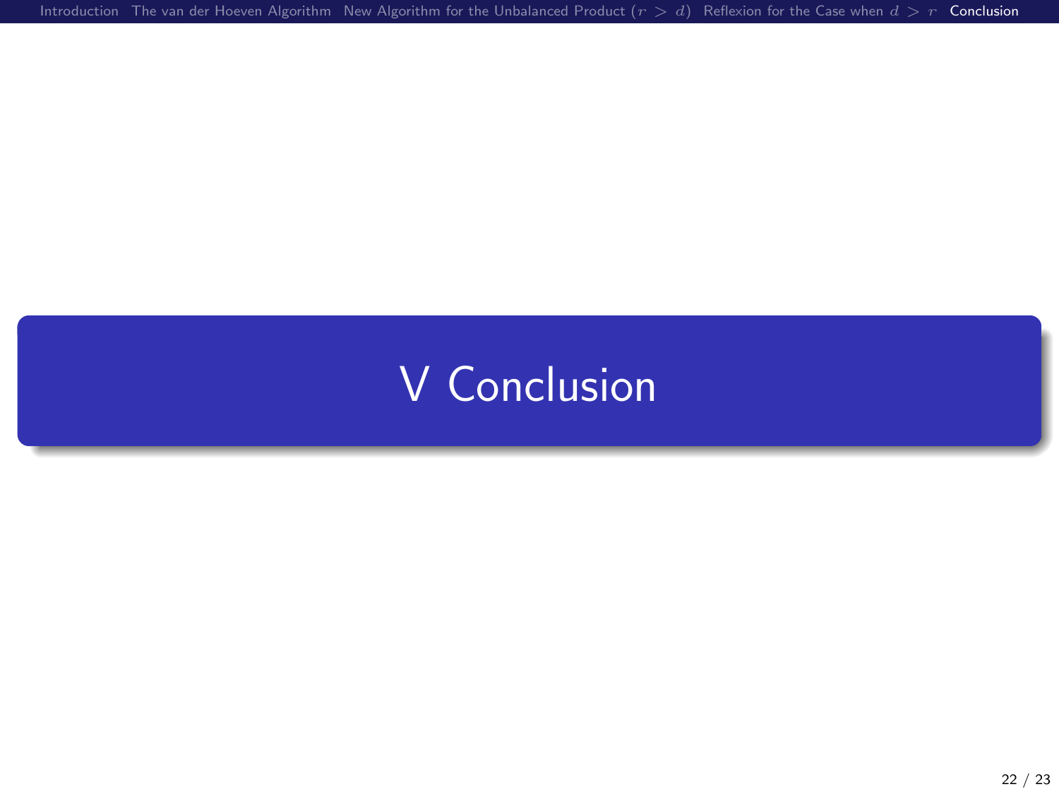# V Conclusion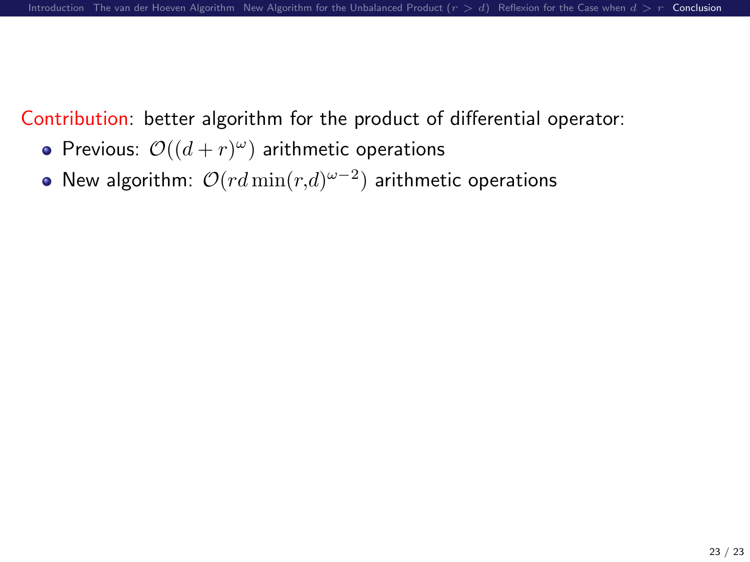Contribution: better algorithm for the product of differential operator:

- Previous: $\mathcal{O}((d+r)^\omega)$ arithmetic operations
- New algorithm: $\mathcal{O}(rd\min(r,d)^{\omega-2})$ arithmetic operations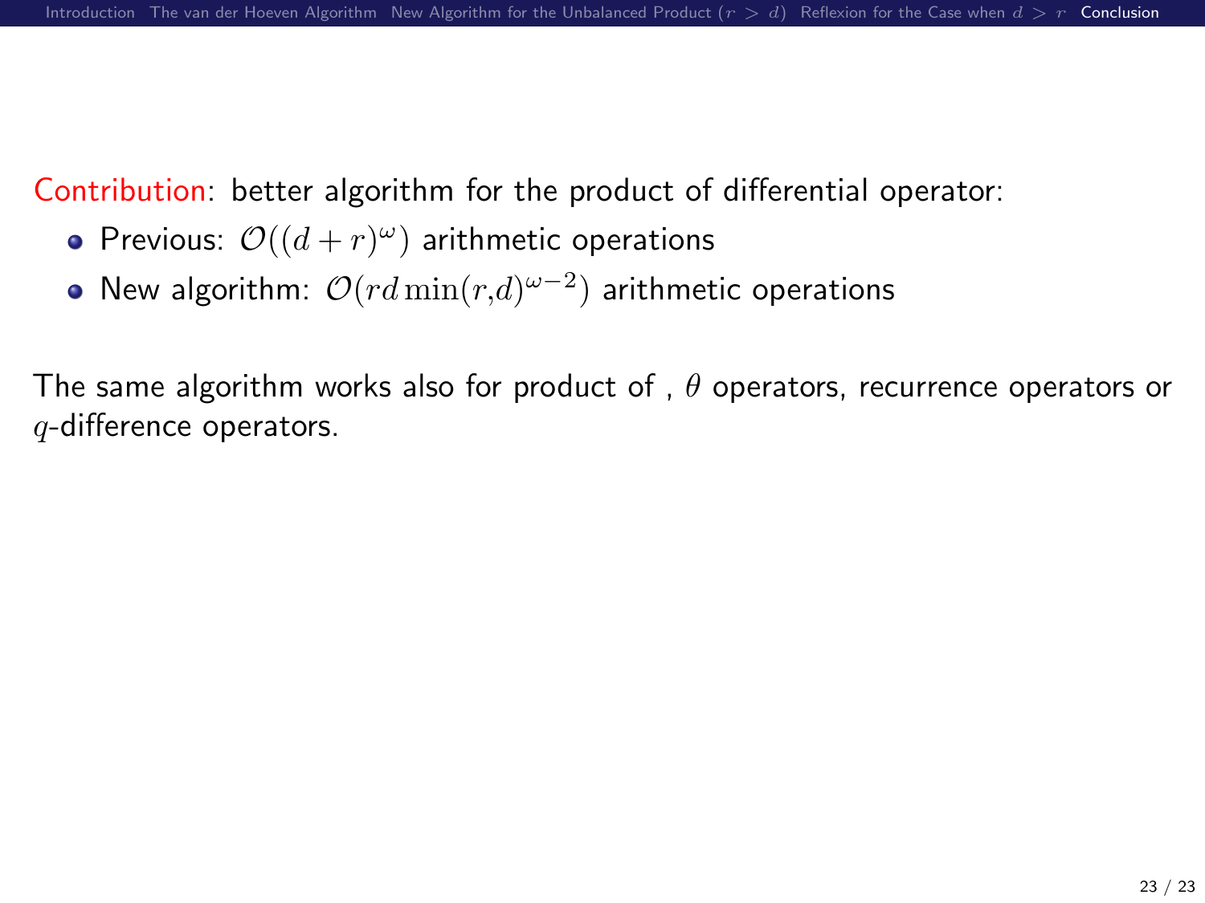Contribution: better algorithm for the product of differential operator:

- Previous: $\mathcal{O}((d+r)^{\omega})$ arithmetic operations
- New algorithm: $\mathcal{O}(rd\min(r,d)^{\omega-2})$ arithmetic operations

The same algorithm works also for product of , $\theta$ operators, recurrence operators or $q$-difference operators.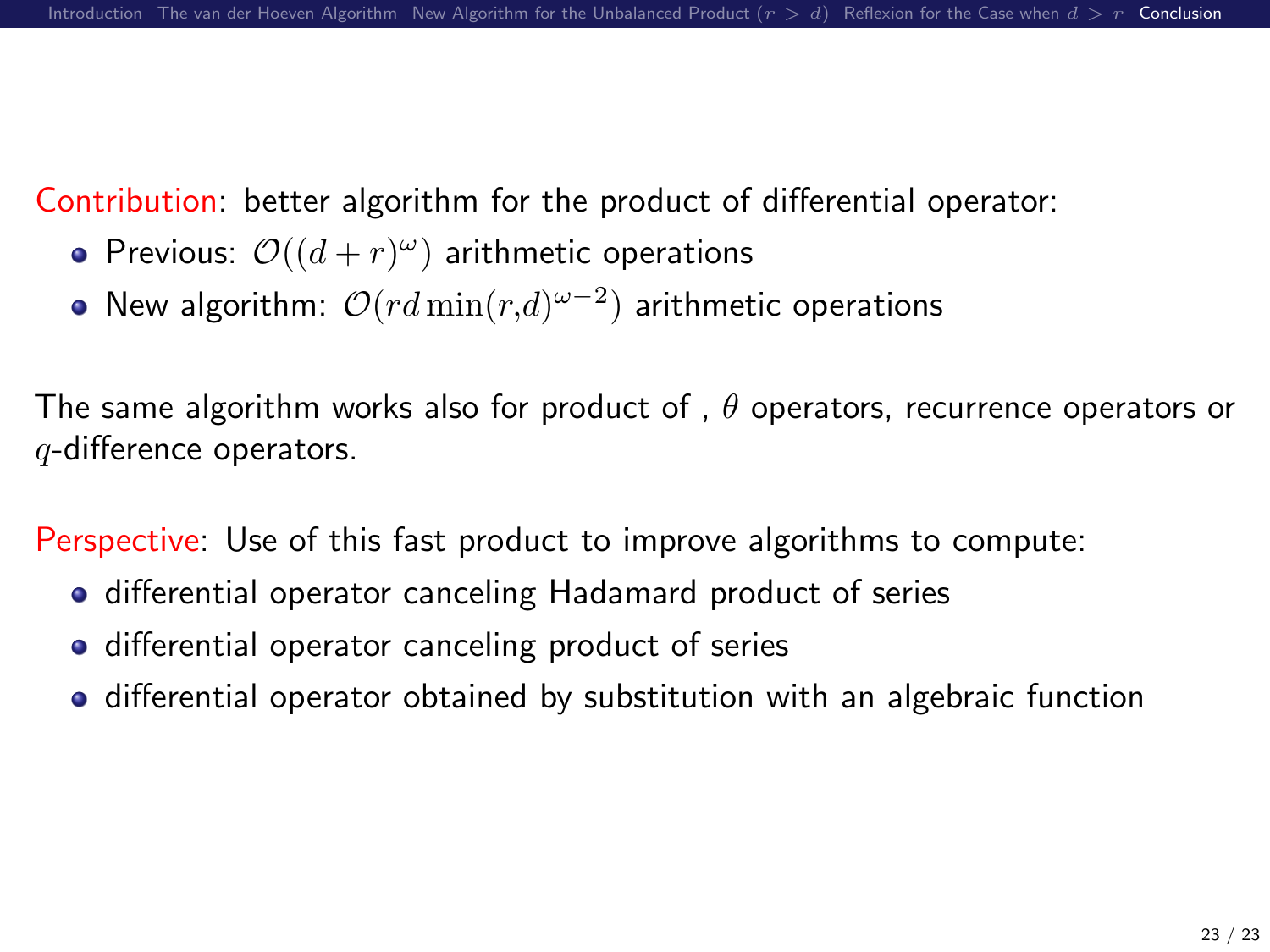Contribution: better algorithm for the product of differential operator:

- Previous: $\mathcal{O}((d+r)^\omega)$ arithmetic operations
- New algorithm: $\mathcal{O}(rd\min(r,d)^{\omega-2})$ arithmetic operations

The same algorithm works also for product of , $\theta$ operators, recurrence operators or $q$-difference operators.

Perspective: Use of this fast product to improve algorithms to compute:

- differential operator canceling Hadamard product of series
- differential operator canceling product of series
- differential operator obtained by substitution with an algebraic function